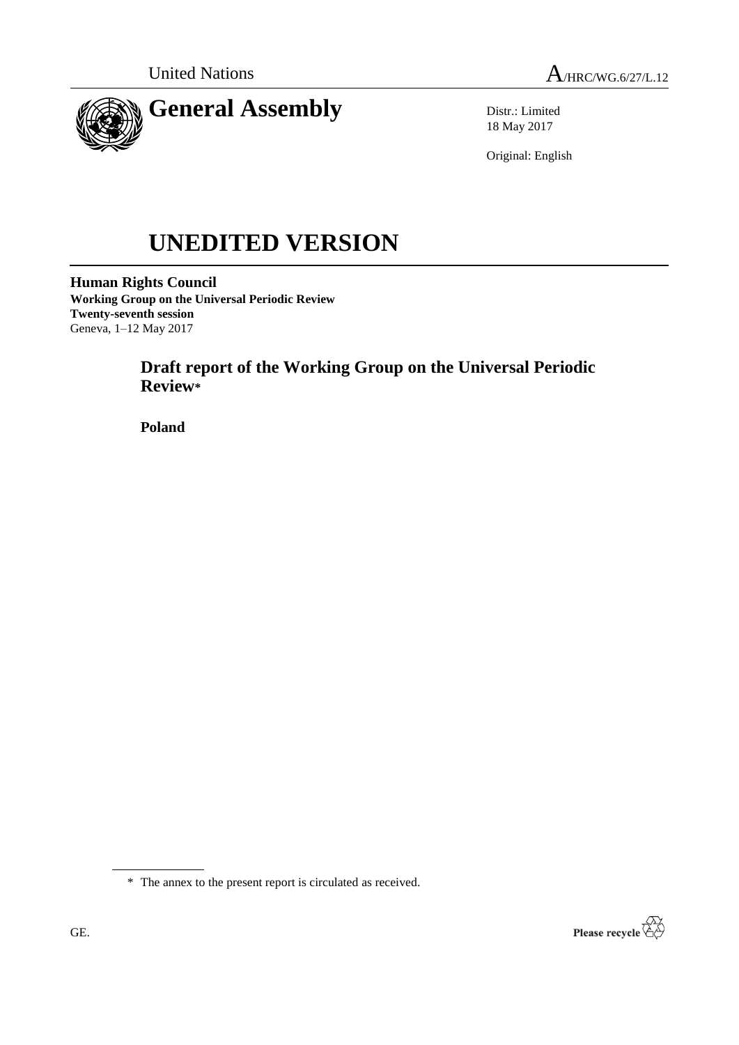United Nations

A/HRC/WG.6/27/L.12

# General Assembly

Distr.: Limited
18 May 2017

Original: English

# UNEDITED VERSION

**Human Rights Council**
**Working Group on the Universal Periodic Review**
**Twenty-seventh session**
Geneva, 1–12 May 2017

## Draft report of the Working Group on the Universal Periodic Review*

**Poland**

\* The annex to the present report is circulated as received.

GE.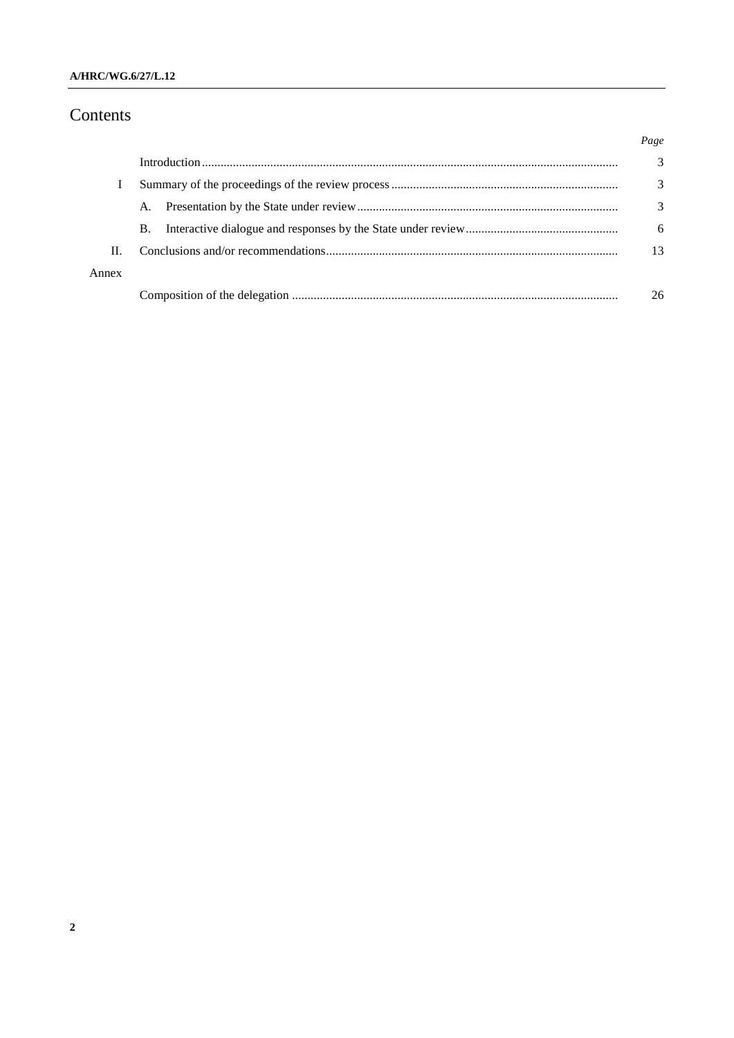# Contents

| | | Page |
|---|---|---|
| | Introduction | 3 |
| I | Summary of the proceedings of the review process | 3 |
| | A. Presentation by the State under review | 3 |
| | B. Interactive dialogue and responses by the State under review | 6 |
| II. | Conclusions and/or recommendations | 13 |
| Annex | | |
| | Composition of the delegation | 26 |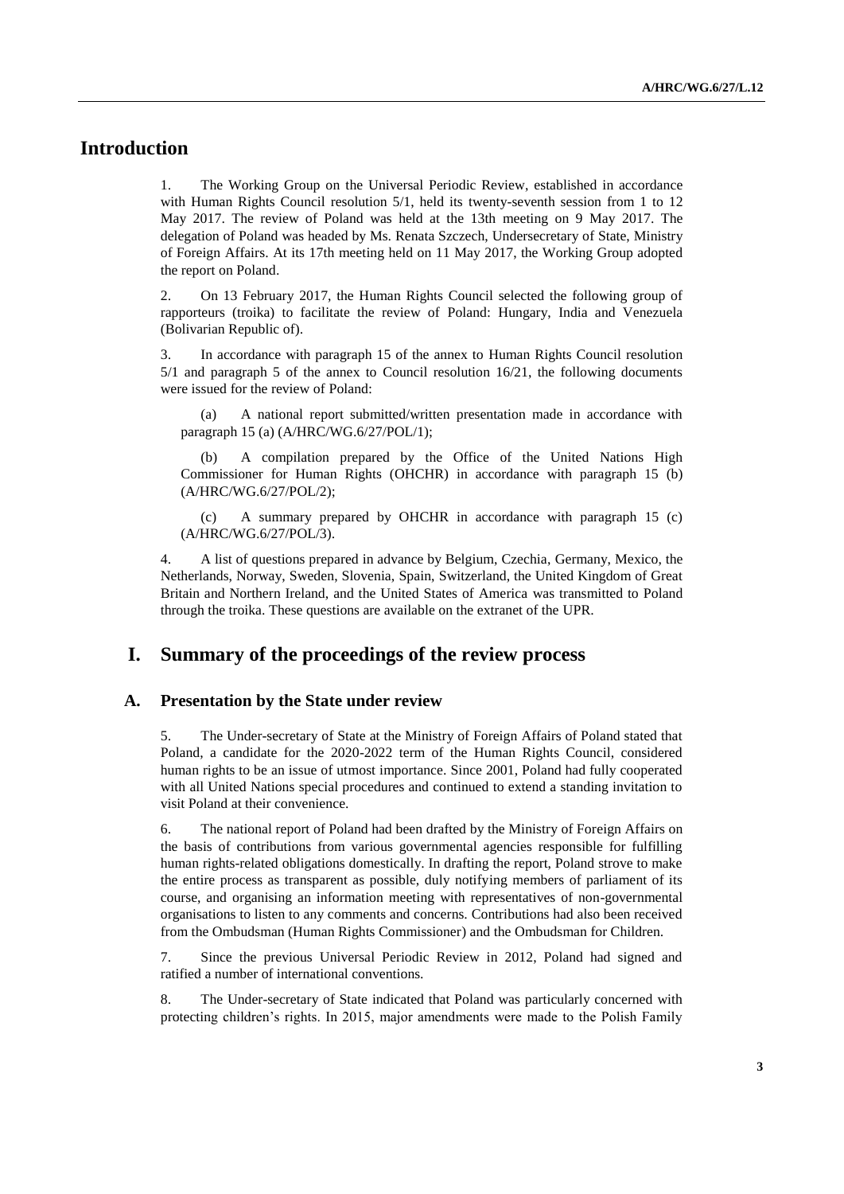# Introduction

1. The Working Group on the Universal Periodic Review, established in accordance with Human Rights Council resolution 5/1, held its twenty-seventh session from 1 to 12 May 2017. The review of Poland was held at the 13th meeting on 9 May 2017. The delegation of Poland was headed by Ms. Renata Szczech, Undersecretary of State, Ministry of Foreign Affairs. At its 17th meeting held on 11 May 2017, the Working Group adopted the report on Poland.

2. On 13 February 2017, the Human Rights Council selected the following group of rapporteurs (troika) to facilitate the review of Poland: Hungary, India and Venezuela (Bolivarian Republic of).

3. In accordance with paragraph 15 of the annex to Human Rights Council resolution 5/1 and paragraph 5 of the annex to Council resolution 16/21, the following documents were issued for the review of Poland:

(a) A national report submitted/written presentation made in accordance with paragraph 15 (a) (A/HRC/WG.6/27/POL/1);

(b) A compilation prepared by the Office of the United Nations High Commissioner for Human Rights (OHCHR) in accordance with paragraph 15 (b) (A/HRC/WG.6/27/POL/2);

(c) A summary prepared by OHCHR in accordance with paragraph 15 (c) (A/HRC/WG.6/27/POL/3).

4. A list of questions prepared in advance by Belgium, Czechia, Germany, Mexico, the Netherlands, Norway, Sweden, Slovenia, Spain, Switzerland, the United Kingdom of Great Britain and Northern Ireland, and the United States of America was transmitted to Poland through the troika. These questions are available on the extranet of the UPR.

# I. Summary of the proceedings of the review process

## A. Presentation by the State under review

5. The Under-secretary of State at the Ministry of Foreign Affairs of Poland stated that Poland, a candidate for the 2020-2022 term of the Human Rights Council, considered human rights to be an issue of utmost importance. Since 2001, Poland had fully cooperated with all United Nations special procedures and continued to extend a standing invitation to visit Poland at their convenience.

6. The national report of Poland had been drafted by the Ministry of Foreign Affairs on the basis of contributions from various governmental agencies responsible for fulfilling human rights-related obligations domestically. In drafting the report, Poland strove to make the entire process as transparent as possible, duly notifying members of parliament of its course, and organising an information meeting with representatives of non-governmental organisations to listen to any comments and concerns. Contributions had also been received from the Ombudsman (Human Rights Commissioner) and the Ombudsman for Children.

7. Since the previous Universal Periodic Review in 2012, Poland had signed and ratified a number of international conventions.

8. The Under-secretary of State indicated that Poland was particularly concerned with protecting children's rights. In 2015, major amendments were made to the Polish Family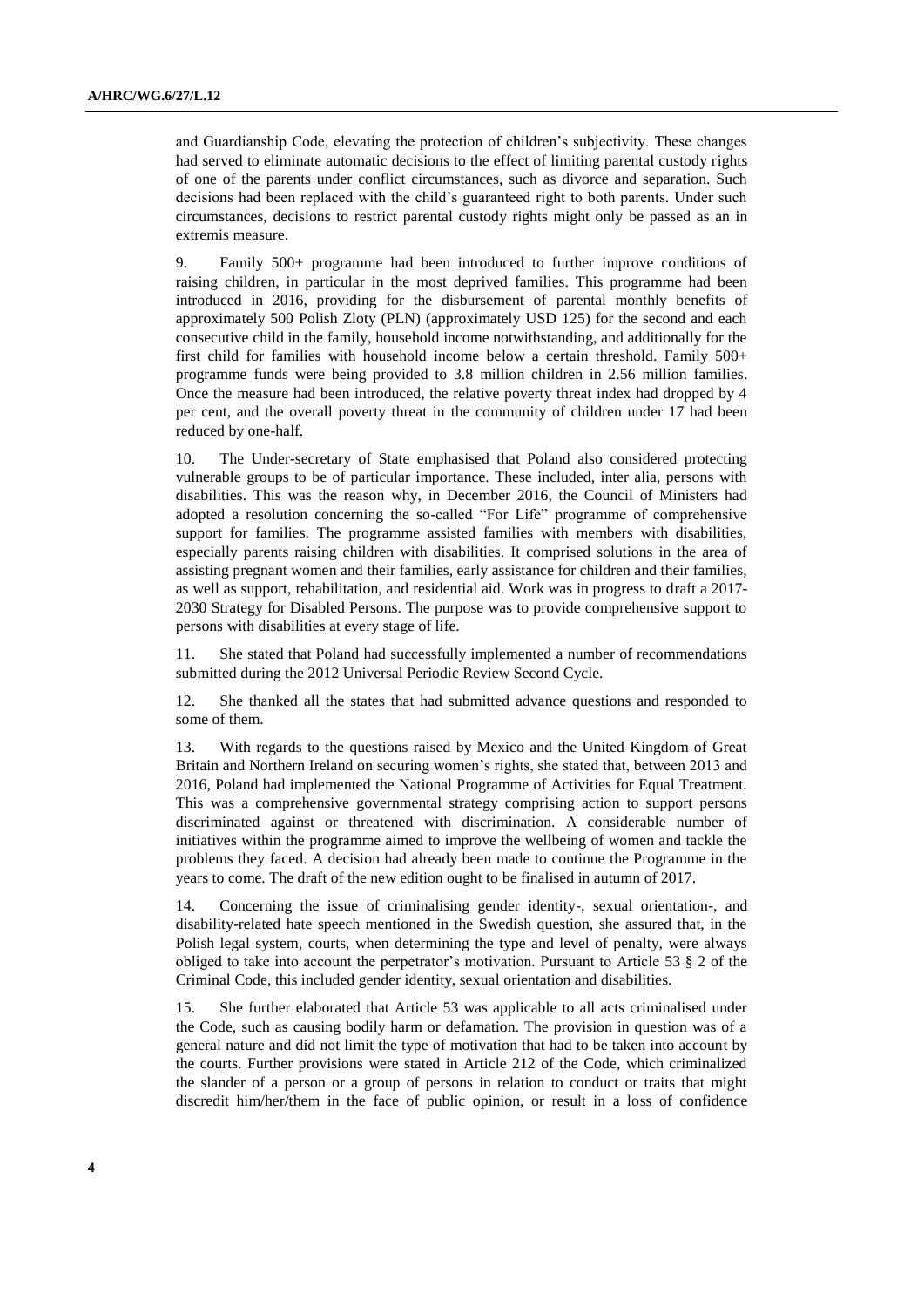and Guardianship Code, elevating the protection of children's subjectivity. These changes had served to eliminate automatic decisions to the effect of limiting parental custody rights of one of the parents under conflict circumstances, such as divorce and separation. Such decisions had been replaced with the child's guaranteed right to both parents. Under such circumstances, decisions to restrict parental custody rights might only be passed as an in extremis measure.

9. Family 500+ programme had been introduced to further improve conditions of raising children, in particular in the most deprived families. This programme had been introduced in 2016, providing for the disbursement of parental monthly benefits of approximately 500 Polish Zloty (PLN) (approximately USD 125) for the second and each consecutive child in the family, household income notwithstanding, and additionally for the first child for families with household income below a certain threshold. Family 500+ programme funds were being provided to 3.8 million children in 2.56 million families. Once the measure had been introduced, the relative poverty threat index had dropped by 4 per cent, and the overall poverty threat in the community of children under 17 had been reduced by one-half.

10. The Under-secretary of State emphasised that Poland also considered protecting vulnerable groups to be of particular importance. These included, inter alia, persons with disabilities. This was the reason why, in December 2016, the Council of Ministers had adopted a resolution concerning the so-called "For Life" programme of comprehensive support for families. The programme assisted families with members with disabilities, especially parents raising children with disabilities. It comprised solutions in the area of assisting pregnant women and their families, early assistance for children and their families, as well as support, rehabilitation, and residential aid. Work was in progress to draft a 2017-2030 Strategy for Disabled Persons. The purpose was to provide comprehensive support to persons with disabilities at every stage of life.

11. She stated that Poland had successfully implemented a number of recommendations submitted during the 2012 Universal Periodic Review Second Cycle.

12. She thanked all the states that had submitted advance questions and responded to some of them.

13. With regards to the questions raised by Mexico and the United Kingdom of Great Britain and Northern Ireland on securing women's rights, she stated that, between 2013 and 2016, Poland had implemented the National Programme of Activities for Equal Treatment. This was a comprehensive governmental strategy comprising action to support persons discriminated against or threatened with discrimination. A considerable number of initiatives within the programme aimed to improve the wellbeing of women and tackle the problems they faced. A decision had already been made to continue the Programme in the years to come. The draft of the new edition ought to be finalised in autumn of 2017.

14. Concerning the issue of criminalising gender identity-, sexual orientation-, and disability-related hate speech mentioned in the Swedish question, she assured that, in the Polish legal system, courts, when determining the type and level of penalty, were always obliged to take into account the perpetrator's motivation. Pursuant to Article 53 § 2 of the Criminal Code, this included gender identity, sexual orientation and disabilities.

15. She further elaborated that Article 53 was applicable to all acts criminalised under the Code, such as causing bodily harm or defamation. The provision in question was of a general nature and did not limit the type of motivation that had to be taken into account by the courts. Further provisions were stated in Article 212 of the Code, which criminalized the slander of a person or a group of persons in relation to conduct or traits that might discredit him/her/them in the face of public opinion, or result in a loss of confidence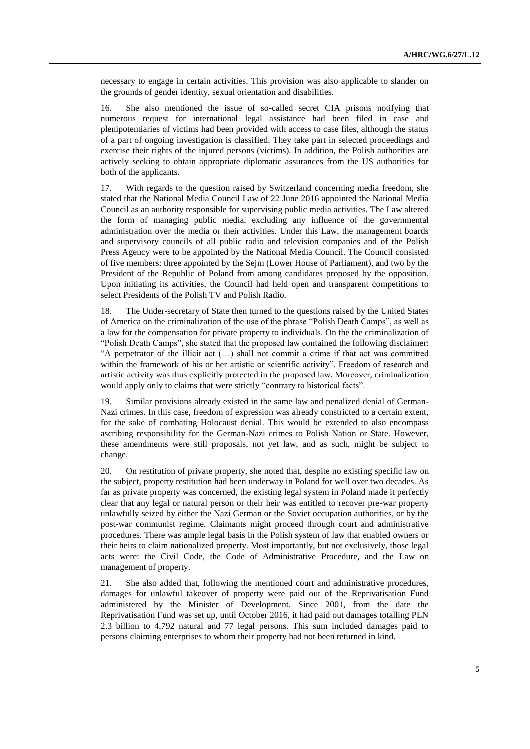necessary to engage in certain activities. This provision was also applicable to slander on the grounds of gender identity, sexual orientation and disabilities.

16. She also mentioned the issue of so-called secret CIA prisons notifying that numerous request for international legal assistance had been filed in case and plenipotentiaries of victims had been provided with access to case files, although the status of a part of ongoing investigation is classified. They take part in selected proceedings and exercise their rights of the injured persons (victims). In addition, the Polish authorities are actively seeking to obtain appropriate diplomatic assurances from the US authorities for both of the applicants.

17. With regards to the question raised by Switzerland concerning media freedom, she stated that the National Media Council Law of 22 June 2016 appointed the National Media Council as an authority responsible for supervising public media activities. The Law altered the form of managing public media, excluding any influence of the governmental administration over the media or their activities. Under this Law, the management boards and supervisory councils of all public radio and television companies and of the Polish Press Agency were to be appointed by the National Media Council. The Council consisted of five members: three appointed by the Sejm (Lower House of Parliament), and two by the President of the Republic of Poland from among candidates proposed by the opposition. Upon initiating its activities, the Council had held open and transparent competitions to select Presidents of the Polish TV and Polish Radio.

18. The Under-secretary of State then turned to the questions raised by the United States of America on the criminalization of the use of the phrase "Polish Death Camps", as well as a law for the compensation for private property to individuals. On the the criminalization of "Polish Death Camps", she stated that the proposed law contained the following disclaimer: "A perpetrator of the illicit act (…) shall not commit a crime if that act was committed within the framework of his or her artistic or scientific activity". Freedom of research and artistic activity was thus explicitly protected in the proposed law. Moreover, criminalization would apply only to claims that were strictly "contrary to historical facts".

19. Similar provisions already existed in the same law and penalized denial of German-Nazi crimes. In this case, freedom of expression was already constricted to a certain extent, for the sake of combating Holocaust denial. This would be extended to also encompass ascribing responsibility for the German-Nazi crimes to Polish Nation or State. However, these amendments were still proposals, not yet law, and as such, might be subject to change.

20. On restitution of private property, she noted that, despite no existing specific law on the subject, property restitution had been underway in Poland for well over two decades. As far as private property was concerned, the existing legal system in Poland made it perfectly clear that any legal or natural person or their heir was entitled to recover pre-war property unlawfully seized by either the Nazi German or the Soviet occupation authorities, or by the post-war communist regime. Claimants might proceed through court and administrative procedures. There was ample legal basis in the Polish system of law that enabled owners or their heirs to claim nationalized property. Most importantly, but not exclusively, those legal acts were: the Civil Code, the Code of Administrative Procedure, and the Law on management of property.

21. She also added that, following the mentioned court and administrative procedures, damages for unlawful takeover of property were paid out of the Reprivatisation Fund administered by the Minister of Development. Since 2001, from the date the Reprivatisation Fund was set up, until October 2016, it had paid out damages totalling PLN 2.3 billion to 4,792 natural and 77 legal persons. This sum included damages paid to persons claiming enterprises to whom their property had not been returned in kind.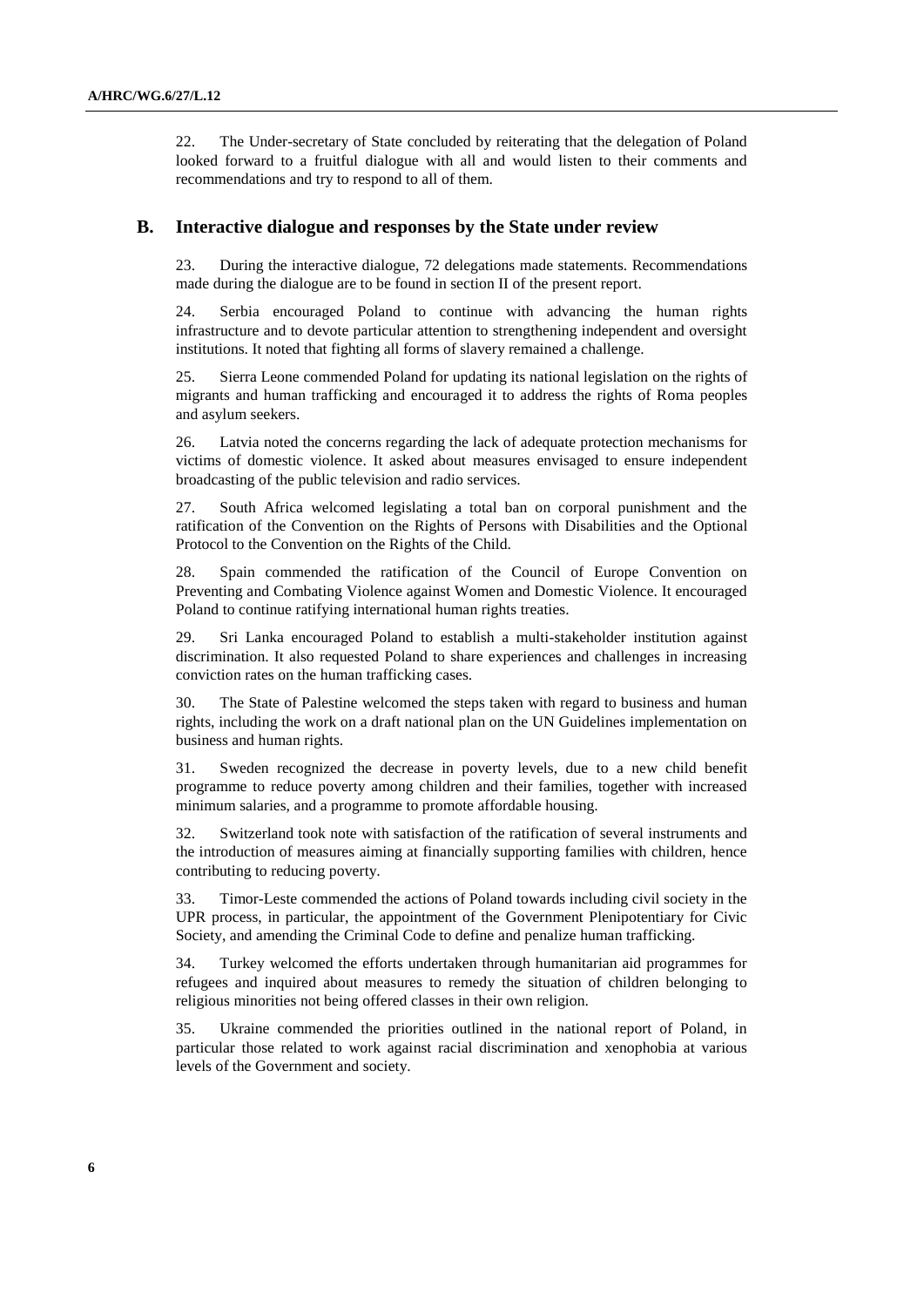22. The Under-secretary of State concluded by reiterating that the delegation of Poland looked forward to a fruitful dialogue with all and would listen to their comments and recommendations and try to respond to all of them.

## B. Interactive dialogue and responses by the State under review

23. During the interactive dialogue, 72 delegations made statements. Recommendations made during the dialogue are to be found in section II of the present report.

24. Serbia encouraged Poland to continue with advancing the human rights infrastructure and to devote particular attention to strengthening independent and oversight institutions. It noted that fighting all forms of slavery remained a challenge.

25. Sierra Leone commended Poland for updating its national legislation on the rights of migrants and human trafficking and encouraged it to address the rights of Roma peoples and asylum seekers.

26. Latvia noted the concerns regarding the lack of adequate protection mechanisms for victims of domestic violence. It asked about measures envisaged to ensure independent broadcasting of the public television and radio services.

27. South Africa welcomed legislating a total ban on corporal punishment and the ratification of the Convention on the Rights of Persons with Disabilities and the Optional Protocol to the Convention on the Rights of the Child.

28. Spain commended the ratification of the Council of Europe Convention on Preventing and Combating Violence against Women and Domestic Violence. It encouraged Poland to continue ratifying international human rights treaties.

29. Sri Lanka encouraged Poland to establish a multi-stakeholder institution against discrimination. It also requested Poland to share experiences and challenges in increasing conviction rates on the human trafficking cases.

30. The State of Palestine welcomed the steps taken with regard to business and human rights, including the work on a draft national plan on the UN Guidelines implementation on business and human rights.

31. Sweden recognized the decrease in poverty levels, due to a new child benefit programme to reduce poverty among children and their families, together with increased minimum salaries, and a programme to promote affordable housing.

32. Switzerland took note with satisfaction of the ratification of several instruments and the introduction of measures aiming at financially supporting families with children, hence contributing to reducing poverty.

33. Timor-Leste commended the actions of Poland towards including civil society in the UPR process, in particular, the appointment of the Government Plenipotentiary for Civic Society, and amending the Criminal Code to define and penalize human trafficking.

34. Turkey welcomed the efforts undertaken through humanitarian aid programmes for refugees and inquired about measures to remedy the situation of children belonging to religious minorities not being offered classes in their own religion.

35. Ukraine commended the priorities outlined in the national report of Poland, in particular those related to work against racial discrimination and xenophobia at various levels of the Government and society.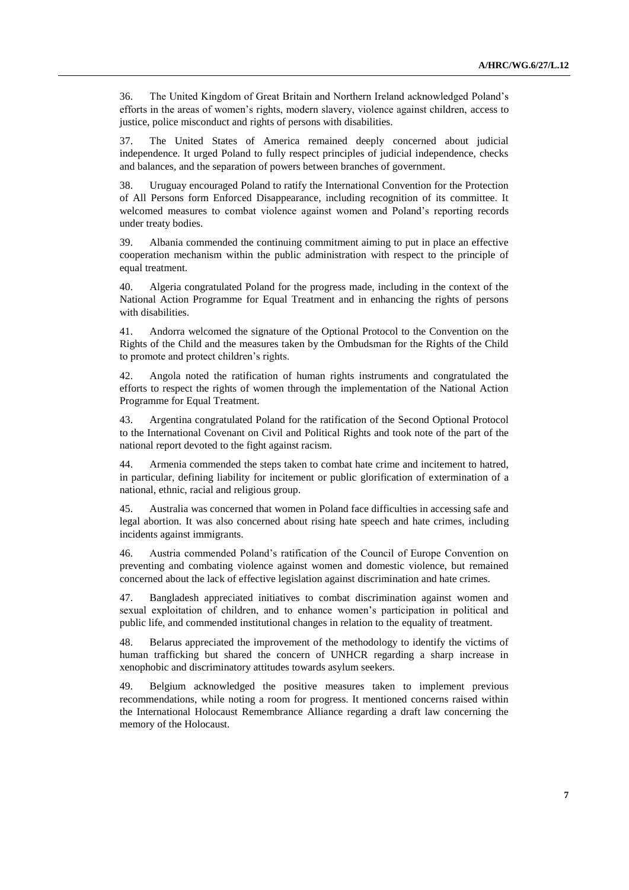36. The United Kingdom of Great Britain and Northern Ireland acknowledged Poland's efforts in the areas of women's rights, modern slavery, violence against children, access to justice, police misconduct and rights of persons with disabilities.

37. The United States of America remained deeply concerned about judicial independence. It urged Poland to fully respect principles of judicial independence, checks and balances, and the separation of powers between branches of government.

38. Uruguay encouraged Poland to ratify the International Convention for the Protection of All Persons form Enforced Disappearance, including recognition of its committee. It welcomed measures to combat violence against women and Poland's reporting records under treaty bodies.

39. Albania commended the continuing commitment aiming to put in place an effective cooperation mechanism within the public administration with respect to the principle of equal treatment.

40. Algeria congratulated Poland for the progress made, including in the context of the National Action Programme for Equal Treatment and in enhancing the rights of persons with disabilities.

41. Andorra welcomed the signature of the Optional Protocol to the Convention on the Rights of the Child and the measures taken by the Ombudsman for the Rights of the Child to promote and protect children's rights.

42. Angola noted the ratification of human rights instruments and congratulated the efforts to respect the rights of women through the implementation of the National Action Programme for Equal Treatment.

43. Argentina congratulated Poland for the ratification of the Second Optional Protocol to the International Covenant on Civil and Political Rights and took note of the part of the national report devoted to the fight against racism.

44. Armenia commended the steps taken to combat hate crime and incitement to hatred, in particular, defining liability for incitement or public glorification of extermination of a national, ethnic, racial and religious group.

45. Australia was concerned that women in Poland face difficulties in accessing safe and legal abortion. It was also concerned about rising hate speech and hate crimes, including incidents against immigrants.

46. Austria commended Poland's ratification of the Council of Europe Convention on preventing and combating violence against women and domestic violence, but remained concerned about the lack of effective legislation against discrimination and hate crimes.

47. Bangladesh appreciated initiatives to combat discrimination against women and sexual exploitation of children, and to enhance women's participation in political and public life, and commended institutional changes in relation to the equality of treatment.

48. Belarus appreciated the improvement of the methodology to identify the victims of human trafficking but shared the concern of UNHCR regarding a sharp increase in xenophobic and discriminatory attitudes towards asylum seekers.

49. Belgium acknowledged the positive measures taken to implement previous recommendations, while noting a room for progress. It mentioned concerns raised within the International Holocaust Remembrance Alliance regarding a draft law concerning the memory of the Holocaust.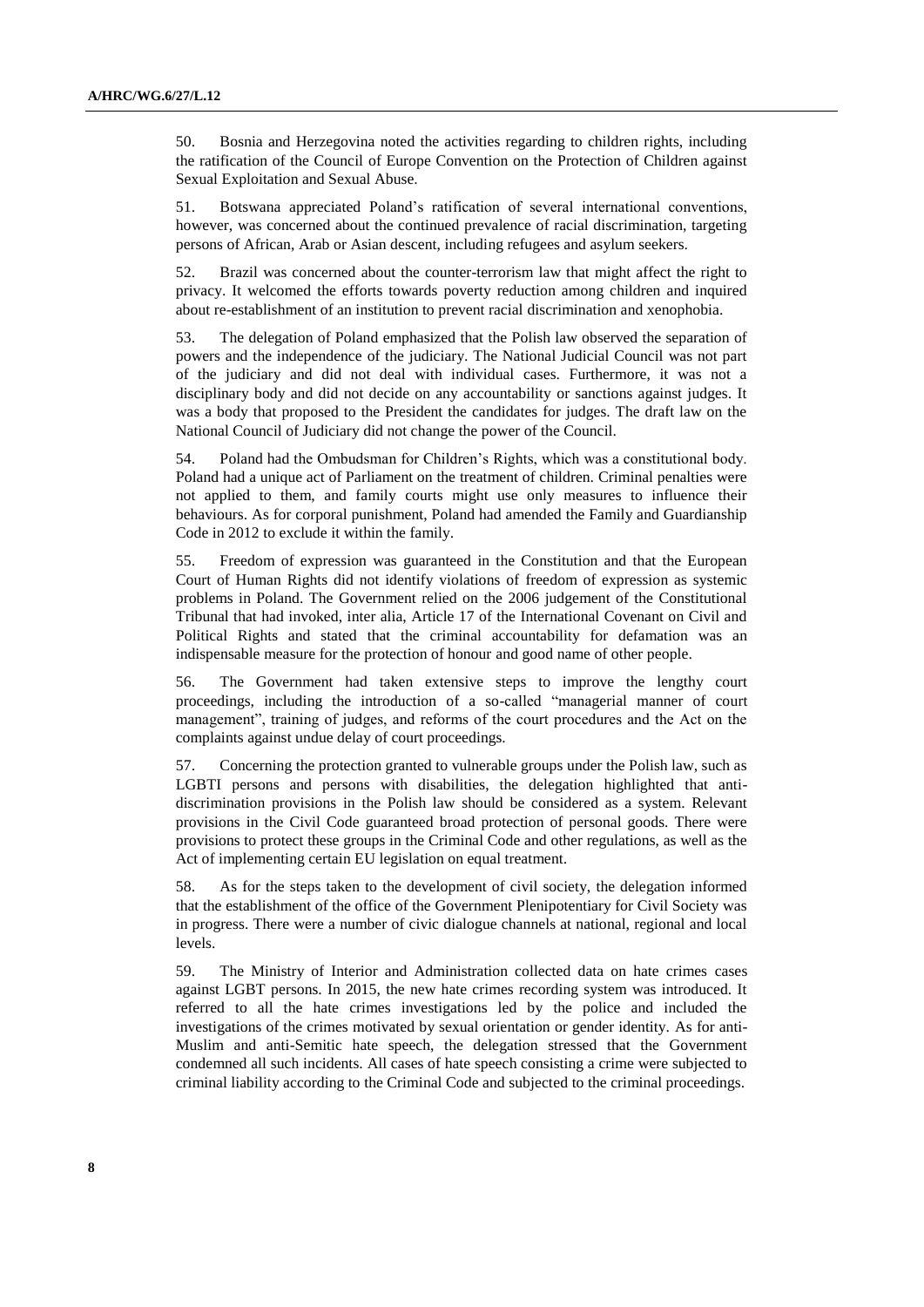50. Bosnia and Herzegovina noted the activities regarding to children rights, including the ratification of the Council of Europe Convention on the Protection of Children against Sexual Exploitation and Sexual Abuse.

51. Botswana appreciated Poland's ratification of several international conventions, however, was concerned about the continued prevalence of racial discrimination, targeting persons of African, Arab or Asian descent, including refugees and asylum seekers.

52. Brazil was concerned about the counter-terrorism law that might affect the right to privacy. It welcomed the efforts towards poverty reduction among children and inquired about re-establishment of an institution to prevent racial discrimination and xenophobia.

53. The delegation of Poland emphasized that the Polish law observed the separation of powers and the independence of the judiciary. The National Judicial Council was not part of the judiciary and did not deal with individual cases. Furthermore, it was not a disciplinary body and did not decide on any accountability or sanctions against judges. It was a body that proposed to the President the candidates for judges. The draft law on the National Council of Judiciary did not change the power of the Council.

54. Poland had the Ombudsman for Children's Rights, which was a constitutional body. Poland had a unique act of Parliament on the treatment of children. Criminal penalties were not applied to them, and family courts might use only measures to influence their behaviours. As for corporal punishment, Poland had amended the Family and Guardianship Code in 2012 to exclude it within the family.

55. Freedom of expression was guaranteed in the Constitution and that the European Court of Human Rights did not identify violations of freedom of expression as systemic problems in Poland. The Government relied on the 2006 judgement of the Constitutional Tribunal that had invoked, inter alia, Article 17 of the International Covenant on Civil and Political Rights and stated that the criminal accountability for defamation was an indispensable measure for the protection of honour and good name of other people.

56. The Government had taken extensive steps to improve the lengthy court proceedings, including the introduction of a so-called "managerial manner of court management", training of judges, and reforms of the court procedures and the Act on the complaints against undue delay of court proceedings.

57. Concerning the protection granted to vulnerable groups under the Polish law, such as LGBTI persons and persons with disabilities, the delegation highlighted that anti-discrimination provisions in the Polish law should be considered as a system. Relevant provisions in the Civil Code guaranteed broad protection of personal goods. There were provisions to protect these groups in the Criminal Code and other regulations, as well as the Act of implementing certain EU legislation on equal treatment.

58. As for the steps taken to the development of civil society, the delegation informed that the establishment of the office of the Government Plenipotentiary for Civil Society was in progress. There were a number of civic dialogue channels at national, regional and local levels.

59. The Ministry of Interior and Administration collected data on hate crimes cases against LGBT persons. In 2015, the new hate crimes recording system was introduced. It referred to all the hate crimes investigations led by the police and included the investigations of the crimes motivated by sexual orientation or gender identity. As for anti-Muslim and anti-Semitic hate speech, the delegation stressed that the Government condemned all such incidents. All cases of hate speech consisting a crime were subjected to criminal liability according to the Criminal Code and subjected to the criminal proceedings.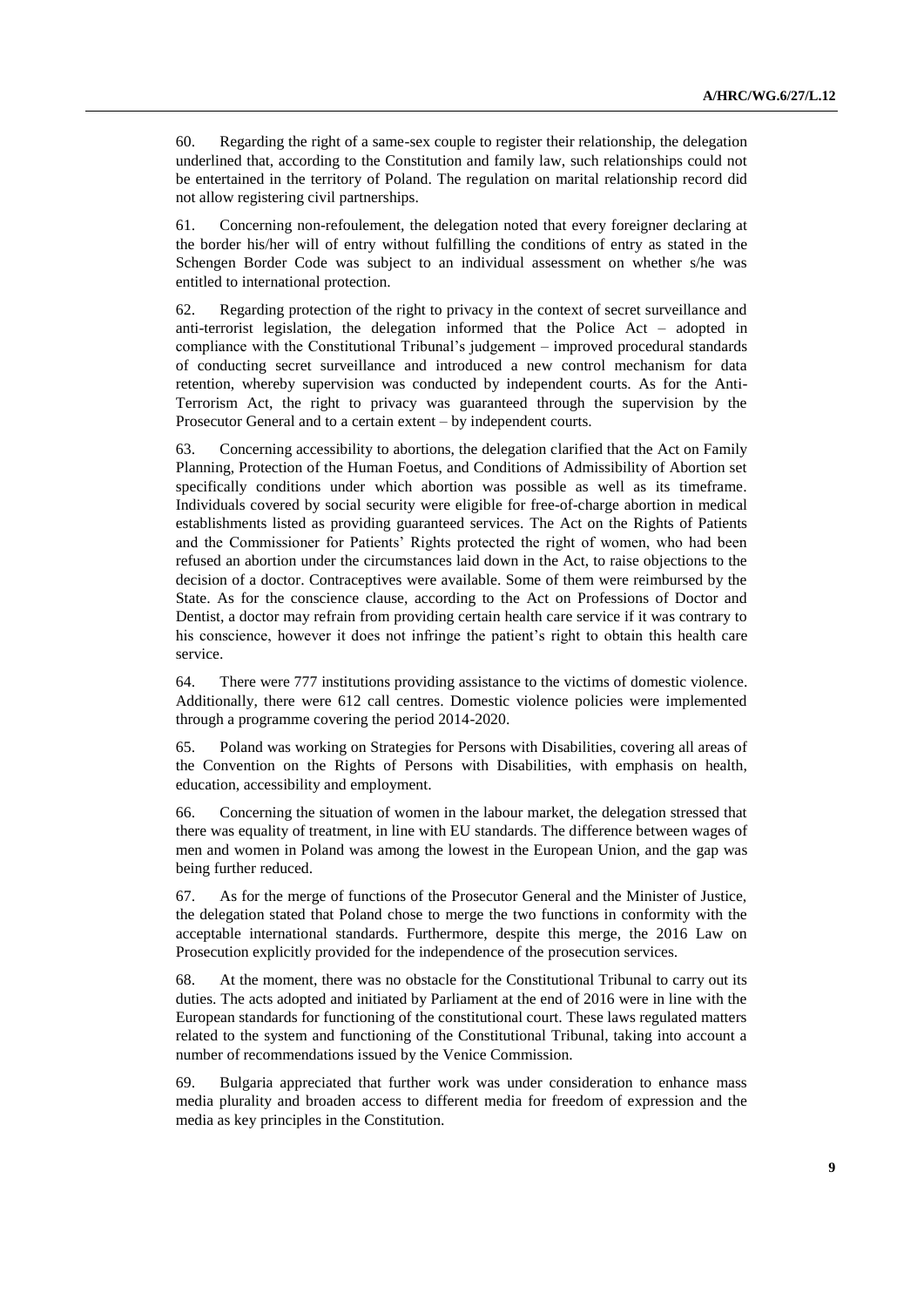60. Regarding the right of a same-sex couple to register their relationship, the delegation underlined that, according to the Constitution and family law, such relationships could not be entertained in the territory of Poland. The regulation on marital relationship record did not allow registering civil partnerships.

61. Concerning non-refoulement, the delegation noted that every foreigner declaring at the border his/her will of entry without fulfilling the conditions of entry as stated in the Schengen Border Code was subject to an individual assessment on whether s/he was entitled to international protection.

62. Regarding protection of the right to privacy in the context of secret surveillance and anti-terrorist legislation, the delegation informed that the Police Act – adopted in compliance with the Constitutional Tribunal's judgement – improved procedural standards of conducting secret surveillance and introduced a new control mechanism for data retention, whereby supervision was conducted by independent courts. As for the Anti-Terrorism Act, the right to privacy was guaranteed through the supervision by the Prosecutor General and to a certain extent – by independent courts.

63. Concerning accessibility to abortions, the delegation clarified that the Act on Family Planning, Protection of the Human Foetus, and Conditions of Admissibility of Abortion set specifically conditions under which abortion was possible as well as its timeframe. Individuals covered by social security were eligible for free-of-charge abortion in medical establishments listed as providing guaranteed services. The Act on the Rights of Patients and the Commissioner for Patients' Rights protected the right of women, who had been refused an abortion under the circumstances laid down in the Act, to raise objections to the decision of a doctor. Contraceptives were available. Some of them were reimbursed by the State. As for the conscience clause, according to the Act on Professions of Doctor and Dentist, a doctor may refrain from providing certain health care service if it was contrary to his conscience, however it does not infringe the patient's right to obtain this health care service.

64. There were 777 institutions providing assistance to the victims of domestic violence. Additionally, there were 612 call centres. Domestic violence policies were implemented through a programme covering the period 2014-2020.

65. Poland was working on Strategies for Persons with Disabilities, covering all areas of the Convention on the Rights of Persons with Disabilities, with emphasis on health, education, accessibility and employment.

66. Concerning the situation of women in the labour market, the delegation stressed that there was equality of treatment, in line with EU standards. The difference between wages of men and women in Poland was among the lowest in the European Union, and the gap was being further reduced.

67. As for the merge of functions of the Prosecutor General and the Minister of Justice, the delegation stated that Poland chose to merge the two functions in conformity with the acceptable international standards. Furthermore, despite this merge, the 2016 Law on Prosecution explicitly provided for the independence of the prosecution services.

68. At the moment, there was no obstacle for the Constitutional Tribunal to carry out its duties. The acts adopted and initiated by Parliament at the end of 2016 were in line with the European standards for functioning of the constitutional court. These laws regulated matters related to the system and functioning of the Constitutional Tribunal, taking into account a number of recommendations issued by the Venice Commission.

69. Bulgaria appreciated that further work was under consideration to enhance mass media plurality and broaden access to different media for freedom of expression and the media as key principles in the Constitution.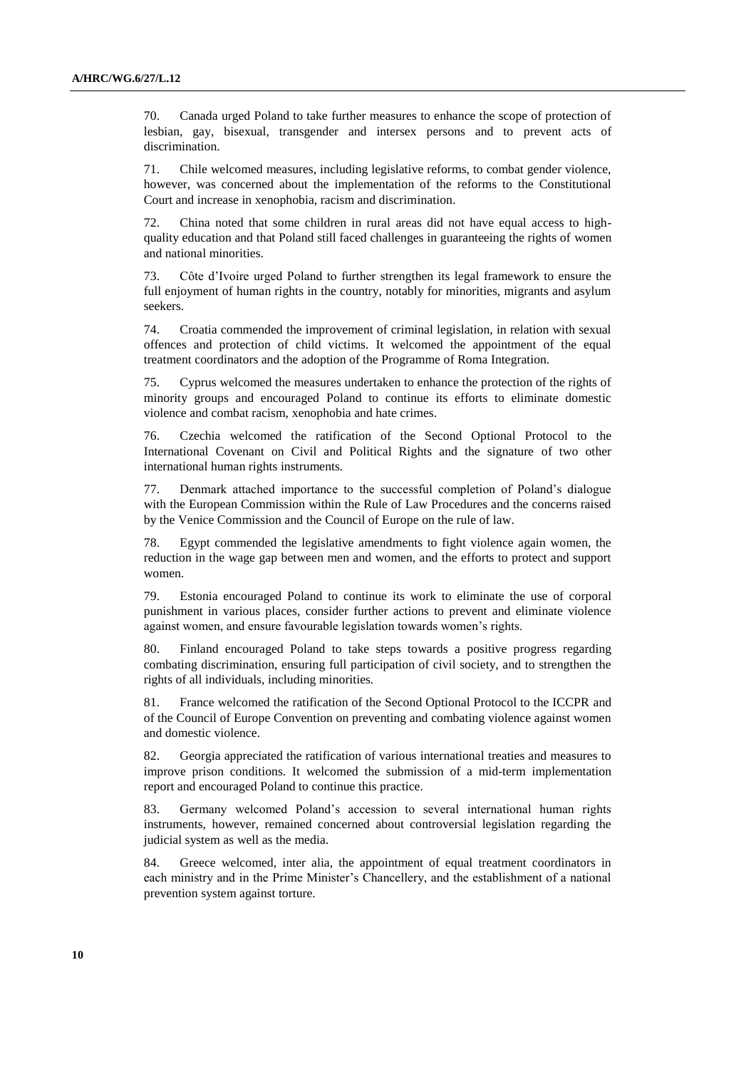70. Canada urged Poland to take further measures to enhance the scope of protection of lesbian, gay, bisexual, transgender and intersex persons and to prevent acts of discrimination.

71. Chile welcomed measures, including legislative reforms, to combat gender violence, however, was concerned about the implementation of the reforms to the Constitutional Court and increase in xenophobia, racism and discrimination.

72. China noted that some children in rural areas did not have equal access to high-quality education and that Poland still faced challenges in guaranteeing the rights of women and national minorities.

73. Côte d'Ivoire urged Poland to further strengthen its legal framework to ensure the full enjoyment of human rights in the country, notably for minorities, migrants and asylum seekers.

74. Croatia commended the improvement of criminal legislation, in relation with sexual offences and protection of child victims. It welcomed the appointment of the equal treatment coordinators and the adoption of the Programme of Roma Integration.

75. Cyprus welcomed the measures undertaken to enhance the protection of the rights of minority groups and encouraged Poland to continue its efforts to eliminate domestic violence and combat racism, xenophobia and hate crimes.

76. Czechia welcomed the ratification of the Second Optional Protocol to the International Covenant on Civil and Political Rights and the signature of two other international human rights instruments.

77. Denmark attached importance to the successful completion of Poland's dialogue with the European Commission within the Rule of Law Procedures and the concerns raised by the Venice Commission and the Council of Europe on the rule of law.

78. Egypt commended the legislative amendments to fight violence again women, the reduction in the wage gap between men and women, and the efforts to protect and support women.

79. Estonia encouraged Poland to continue its work to eliminate the use of corporal punishment in various places, consider further actions to prevent and eliminate violence against women, and ensure favourable legislation towards women's rights.

80. Finland encouraged Poland to take steps towards a positive progress regarding combating discrimination, ensuring full participation of civil society, and to strengthen the rights of all individuals, including minorities.

81. France welcomed the ratification of the Second Optional Protocol to the ICCPR and of the Council of Europe Convention on preventing and combating violence against women and domestic violence.

82. Georgia appreciated the ratification of various international treaties and measures to improve prison conditions. It welcomed the submission of a mid-term implementation report and encouraged Poland to continue this practice.

83. Germany welcomed Poland's accession to several international human rights instruments, however, remained concerned about controversial legislation regarding the judicial system as well as the media.

84. Greece welcomed, inter alia, the appointment of equal treatment coordinators in each ministry and in the Prime Minister's Chancellery, and the establishment of a national prevention system against torture.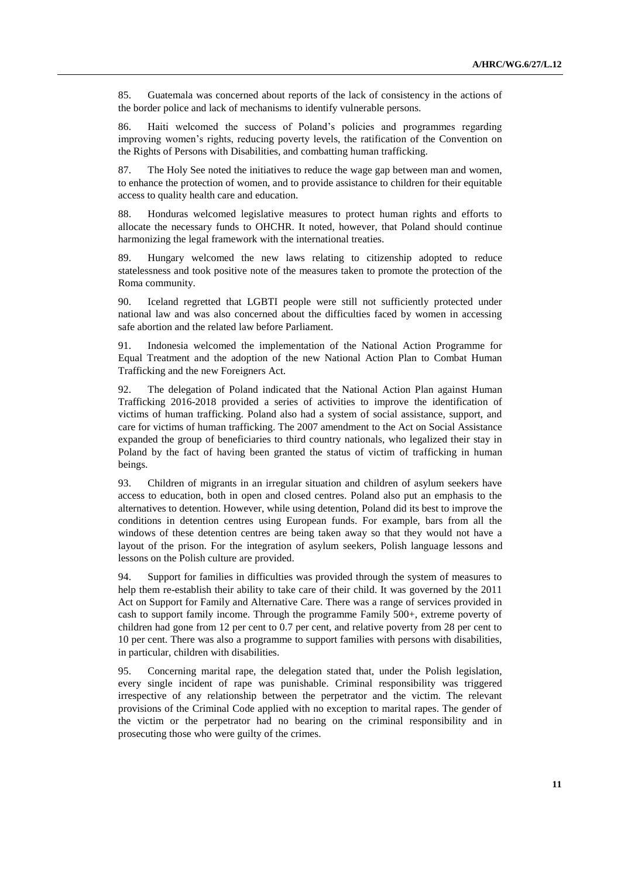85. Guatemala was concerned about reports of the lack of consistency in the actions of the border police and lack of mechanisms to identify vulnerable persons.

86. Haiti welcomed the success of Poland's policies and programmes regarding improving women's rights, reducing poverty levels, the ratification of the Convention on the Rights of Persons with Disabilities, and combatting human trafficking.

87. The Holy See noted the initiatives to reduce the wage gap between man and women, to enhance the protection of women, and to provide assistance to children for their equitable access to quality health care and education.

88. Honduras welcomed legislative measures to protect human rights and efforts to allocate the necessary funds to OHCHR. It noted, however, that Poland should continue harmonizing the legal framework with the international treaties.

89. Hungary welcomed the new laws relating to citizenship adopted to reduce statelessness and took positive note of the measures taken to promote the protection of the Roma community.

90. Iceland regretted that LGBTI people were still not sufficiently protected under national law and was also concerned about the difficulties faced by women in accessing safe abortion and the related law before Parliament.

91. Indonesia welcomed the implementation of the National Action Programme for Equal Treatment and the adoption of the new National Action Plan to Combat Human Trafficking and the new Foreigners Act.

92. The delegation of Poland indicated that the National Action Plan against Human Trafficking 2016-2018 provided a series of activities to improve the identification of victims of human trafficking. Poland also had a system of social assistance, support, and care for victims of human trafficking. The 2007 amendment to the Act on Social Assistance expanded the group of beneficiaries to third country nationals, who legalized their stay in Poland by the fact of having been granted the status of victim of trafficking in human beings.

93. Children of migrants in an irregular situation and children of asylum seekers have access to education, both in open and closed centres. Poland also put an emphasis to the alternatives to detention. However, while using detention, Poland did its best to improve the conditions in detention centres using European funds. For example, bars from all the windows of these detention centres are being taken away so that they would not have a layout of the prison. For the integration of asylum seekers, Polish language lessons and lessons on the Polish culture are provided.

94. Support for families in difficulties was provided through the system of measures to help them re-establish their ability to take care of their child. It was governed by the 2011 Act on Support for Family and Alternative Care. There was a range of services provided in cash to support family income. Through the programme Family 500+, extreme poverty of children had gone from 12 per cent to 0.7 per cent, and relative poverty from 28 per cent to 10 per cent. There was also a programme to support families with persons with disabilities, in particular, children with disabilities.

95. Concerning marital rape, the delegation stated that, under the Polish legislation, every single incident of rape was punishable. Criminal responsibility was triggered irrespective of any relationship between the perpetrator and the victim. The relevant provisions of the Criminal Code applied with no exception to marital rapes. The gender of the victim or the perpetrator had no bearing on the criminal responsibility and in prosecuting those who were guilty of the crimes.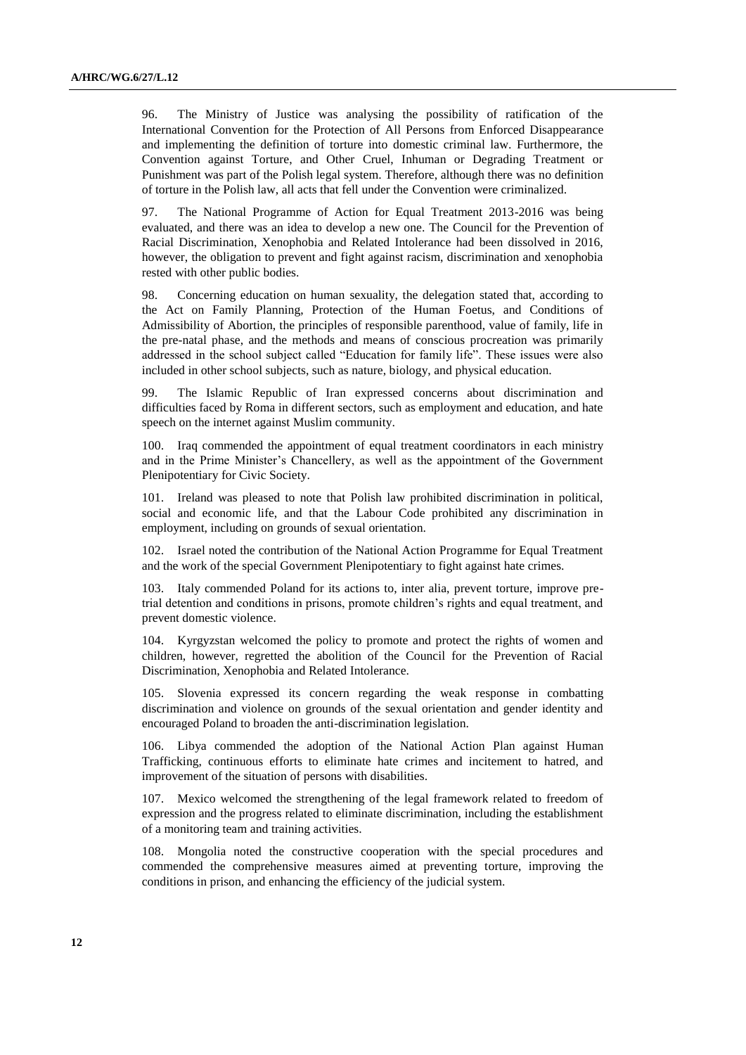96. The Ministry of Justice was analysing the possibility of ratification of the International Convention for the Protection of All Persons from Enforced Disappearance and implementing the definition of torture into domestic criminal law. Furthermore, the Convention against Torture, and Other Cruel, Inhuman or Degrading Treatment or Punishment was part of the Polish legal system. Therefore, although there was no definition of torture in the Polish law, all acts that fell under the Convention were criminalized.

97. The National Programme of Action for Equal Treatment 2013-2016 was being evaluated, and there was an idea to develop a new one. The Council for the Prevention of Racial Discrimination, Xenophobia and Related Intolerance had been dissolved in 2016, however, the obligation to prevent and fight against racism, discrimination and xenophobia rested with other public bodies.

98. Concerning education on human sexuality, the delegation stated that, according to the Act on Family Planning, Protection of the Human Foetus, and Conditions of Admissibility of Abortion, the principles of responsible parenthood, value of family, life in the pre-natal phase, and the methods and means of conscious procreation was primarily addressed in the school subject called "Education for family life". These issues were also included in other school subjects, such as nature, biology, and physical education.

99. The Islamic Republic of Iran expressed concerns about discrimination and difficulties faced by Roma in different sectors, such as employment and education, and hate speech on the internet against Muslim community.

100. Iraq commended the appointment of equal treatment coordinators in each ministry and in the Prime Minister's Chancellery, as well as the appointment of the Government Plenipotentiary for Civic Society.

101. Ireland was pleased to note that Polish law prohibited discrimination in political, social and economic life, and that the Labour Code prohibited any discrimination in employment, including on grounds of sexual orientation.

102. Israel noted the contribution of the National Action Programme for Equal Treatment and the work of the special Government Plenipotentiary to fight against hate crimes.

103. Italy commended Poland for its actions to, inter alia, prevent torture, improve pre-trial detention and conditions in prisons, promote children's rights and equal treatment, and prevent domestic violence.

104. Kyrgyzstan welcomed the policy to promote and protect the rights of women and children, however, regretted the abolition of the Council for the Prevention of Racial Discrimination, Xenophobia and Related Intolerance.

105. Slovenia expressed its concern regarding the weak response in combatting discrimination and violence on grounds of the sexual orientation and gender identity and encouraged Poland to broaden the anti-discrimination legislation.

106. Libya commended the adoption of the National Action Plan against Human Trafficking, continuous efforts to eliminate hate crimes and incitement to hatred, and improvement of the situation of persons with disabilities.

107. Mexico welcomed the strengthening of the legal framework related to freedom of expression and the progress related to eliminate discrimination, including the establishment of a monitoring team and training activities.

108. Mongolia noted the constructive cooperation with the special procedures and commended the comprehensive measures aimed at preventing torture, improving the conditions in prison, and enhancing the efficiency of the judicial system.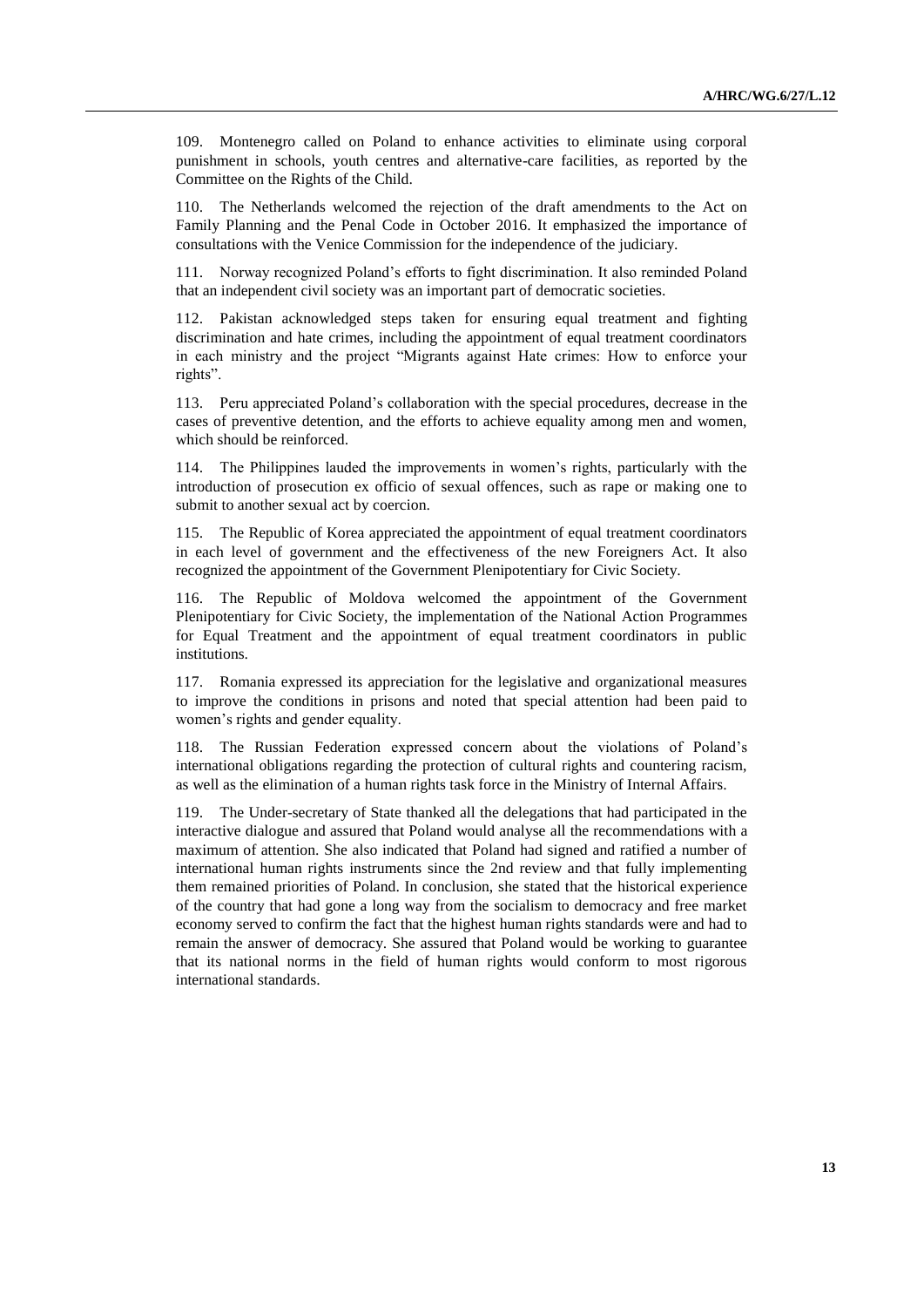109. Montenegro called on Poland to enhance activities to eliminate using corporal punishment in schools, youth centres and alternative-care facilities, as reported by the Committee on the Rights of the Child.

110. The Netherlands welcomed the rejection of the draft amendments to the Act on Family Planning and the Penal Code in October 2016. It emphasized the importance of consultations with the Venice Commission for the independence of the judiciary.

111. Norway recognized Poland's efforts to fight discrimination. It also reminded Poland that an independent civil society was an important part of democratic societies.

112. Pakistan acknowledged steps taken for ensuring equal treatment and fighting discrimination and hate crimes, including the appointment of equal treatment coordinators in each ministry and the project "Migrants against Hate crimes: How to enforce your rights".

113. Peru appreciated Poland's collaboration with the special procedures, decrease in the cases of preventive detention, and the efforts to achieve equality among men and women, which should be reinforced.

114. The Philippines lauded the improvements in women's rights, particularly with the introduction of prosecution ex officio of sexual offences, such as rape or making one to submit to another sexual act by coercion.

115. The Republic of Korea appreciated the appointment of equal treatment coordinators in each level of government and the effectiveness of the new Foreigners Act. It also recognized the appointment of the Government Plenipotentiary for Civic Society.

116. The Republic of Moldova welcomed the appointment of the Government Plenipotentiary for Civic Society, the implementation of the National Action Programmes for Equal Treatment and the appointment of equal treatment coordinators in public institutions.

117. Romania expressed its appreciation for the legislative and organizational measures to improve the conditions in prisons and noted that special attention had been paid to women's rights and gender equality.

118. The Russian Federation expressed concern about the violations of Poland's international obligations regarding the protection of cultural rights and countering racism, as well as the elimination of a human rights task force in the Ministry of Internal Affairs.

119. The Under-secretary of State thanked all the delegations that had participated in the interactive dialogue and assured that Poland would analyse all the recommendations with a maximum of attention. She also indicated that Poland had signed and ratified a number of international human rights instruments since the 2nd review and that fully implementing them remained priorities of Poland. In conclusion, she stated that the historical experience of the country that had gone a long way from the socialism to democracy and free market economy served to confirm the fact that the highest human rights standards were and had to remain the answer of democracy. She assured that Poland would be working to guarantee that its national norms in the field of human rights would conform to most rigorous international standards.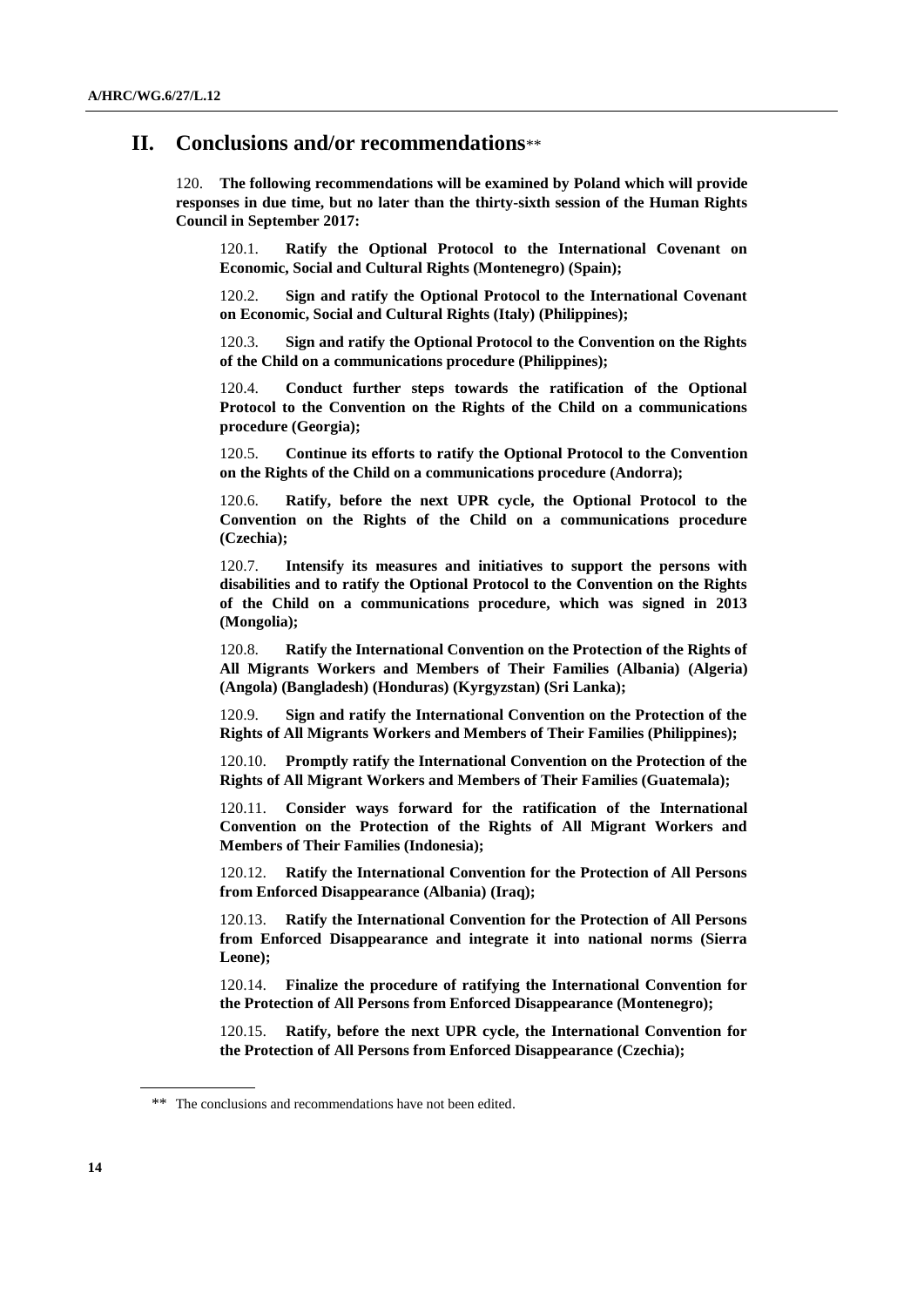## II. Conclusions and/or recommendations**

120. **The following recommendations will be examined by Poland which will provide responses in due time, but no later than the thirty-sixth session of the Human Rights Council in September 2017:**

120.1. **Ratify the Optional Protocol to the International Covenant on Economic, Social and Cultural Rights (Montenegro) (Spain);**

120.2. **Sign and ratify the Optional Protocol to the International Covenant on Economic, Social and Cultural Rights (Italy) (Philippines);**

120.3. **Sign and ratify the Optional Protocol to the Convention on the Rights of the Child on a communications procedure (Philippines);**

120.4. **Conduct further steps towards the ratification of the Optional Protocol to the Convention on the Rights of the Child on a communications procedure (Georgia);**

120.5. **Continue its efforts to ratify the Optional Protocol to the Convention on the Rights of the Child on a communications procedure (Andorra);**

120.6. **Ratify, before the next UPR cycle, the Optional Protocol to the Convention on the Rights of the Child on a communications procedure (Czechia);**

120.7. **Intensify its measures and initiatives to support the persons with disabilities and to ratify the Optional Protocol to the Convention on the Rights of the Child on a communications procedure, which was signed in 2013 (Mongolia);**

120.8. **Ratify the International Convention on the Protection of the Rights of All Migrants Workers and Members of Their Families (Albania) (Algeria) (Angola) (Bangladesh) (Honduras) (Kyrgyzstan) (Sri Lanka);**

120.9. **Sign and ratify the International Convention on the Protection of the Rights of All Migrants Workers and Members of Their Families (Philippines);**

120.10. **Promptly ratify the International Convention on the Protection of the Rights of All Migrant Workers and Members of Their Families (Guatemala);**

120.11. **Consider ways forward for the ratification of the International Convention on the Protection of the Rights of All Migrant Workers and Members of Their Families (Indonesia);**

120.12. **Ratify the International Convention for the Protection of All Persons from Enforced Disappearance (Albania) (Iraq);**

120.13. **Ratify the International Convention for the Protection of All Persons from Enforced Disappearance and integrate it into national norms (Sierra Leone);**

120.14. **Finalize the procedure of ratifying the International Convention for the Protection of All Persons from Enforced Disappearance (Montenegro);**

120.15. **Ratify, before the next UPR cycle, the International Convention for the Protection of All Persons from Enforced Disappearance (Czechia);**

---

** The conclusions and recommendations have not been edited.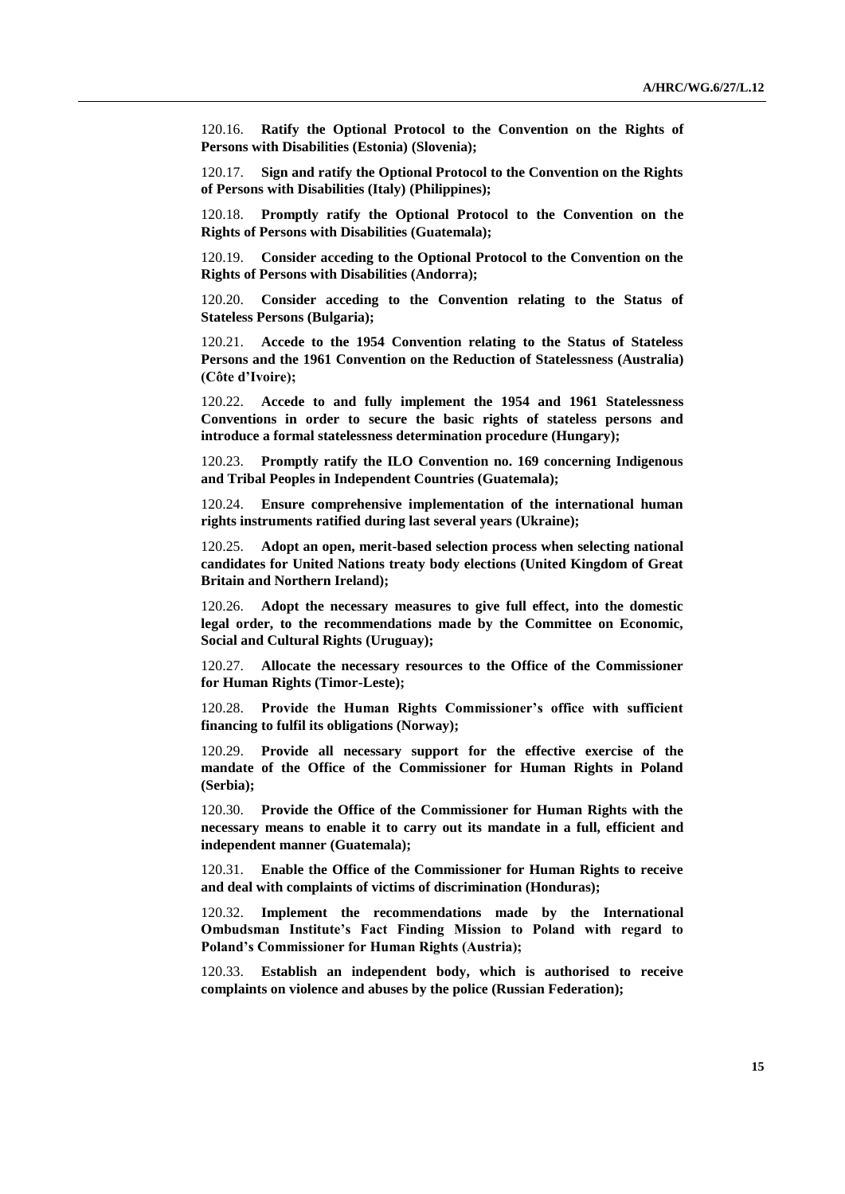120.16. **Ratify the Optional Protocol to the Convention on the Rights of Persons with Disabilities (Estonia) (Slovenia);**

120.17. **Sign and ratify the Optional Protocol to the Convention on the Rights of Persons with Disabilities (Italy) (Philippines);**

120.18. **Promptly ratify the Optional Protocol to the Convention on the Rights of Persons with Disabilities (Guatemala);**

120.19. **Consider acceding to the Optional Protocol to the Convention on the Rights of Persons with Disabilities (Andorra);**

120.20. **Consider acceding to the Convention relating to the Status of Stateless Persons (Bulgaria);**

120.21. **Accede to the 1954 Convention relating to the Status of Stateless Persons and the 1961 Convention on the Reduction of Statelessness (Australia) (Côte d'Ivoire);**

120.22. **Accede to and fully implement the 1954 and 1961 Statelessness Conventions in order to secure the basic rights of stateless persons and introduce a formal statelessness determination procedure (Hungary);**

120.23. **Promptly ratify the ILO Convention no. 169 concerning Indigenous and Tribal Peoples in Independent Countries (Guatemala);**

120.24. **Ensure comprehensive implementation of the international human rights instruments ratified during last several years (Ukraine);**

120.25. **Adopt an open, merit-based selection process when selecting national candidates for United Nations treaty body elections (United Kingdom of Great Britain and Northern Ireland);**

120.26. **Adopt the necessary measures to give full effect, into the domestic legal order, to the recommendations made by the Committee on Economic, Social and Cultural Rights (Uruguay);**

120.27. **Allocate the necessary resources to the Office of the Commissioner for Human Rights (Timor-Leste);**

120.28. **Provide the Human Rights Commissioner's office with sufficient financing to fulfil its obligations (Norway);**

120.29. **Provide all necessary support for the effective exercise of the mandate of the Office of the Commissioner for Human Rights in Poland (Serbia);**

120.30. **Provide the Office of the Commissioner for Human Rights with the necessary means to enable it to carry out its mandate in a full, efficient and independent manner (Guatemala);**

120.31. **Enable the Office of the Commissioner for Human Rights to receive and deal with complaints of victims of discrimination (Honduras);**

120.32. **Implement the recommendations made by the International Ombudsman Institute's Fact Finding Mission to Poland with regard to Poland's Commissioner for Human Rights (Austria);**

120.33. **Establish an independent body, which is authorised to receive complaints on violence and abuses by the police (Russian Federation);**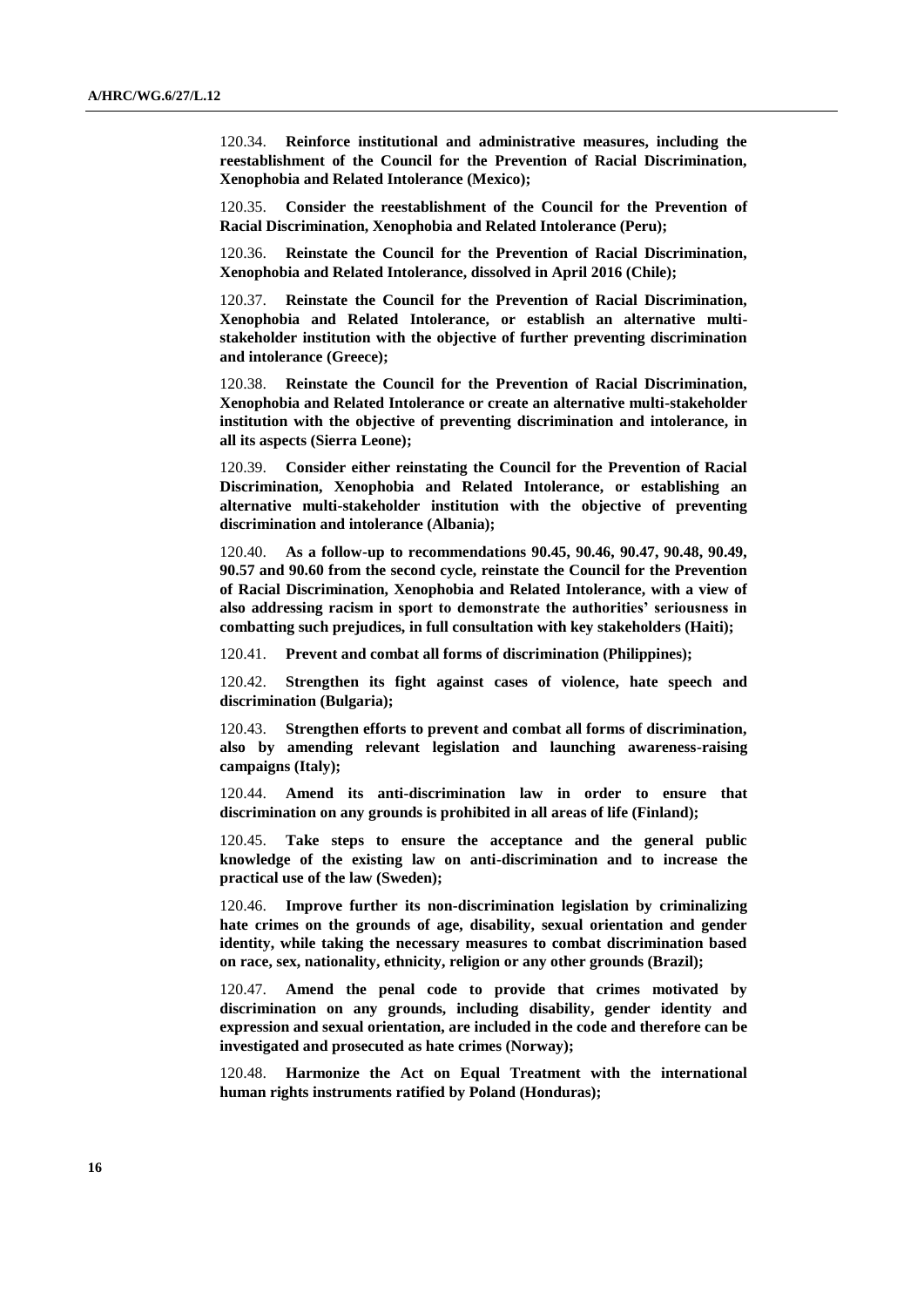120.34. **Reinforce institutional and administrative measures, including the reestablishment of the Council for the Prevention of Racial Discrimination, Xenophobia and Related Intolerance (Mexico);**

120.35. **Consider the reestablishment of the Council for the Prevention of Racial Discrimination, Xenophobia and Related Intolerance (Peru);**

120.36. **Reinstate the Council for the Prevention of Racial Discrimination, Xenophobia and Related Intolerance, dissolved in April 2016 (Chile);**

120.37. **Reinstate the Council for the Prevention of Racial Discrimination, Xenophobia and Related Intolerance, or establish an alternative multi-stakeholder institution with the objective of further preventing discrimination and intolerance (Greece);**

120.38. **Reinstate the Council for the Prevention of Racial Discrimination, Xenophobia and Related Intolerance or create an alternative multi-stakeholder institution with the objective of preventing discrimination and intolerance, in all its aspects (Sierra Leone);**

120.39. **Consider either reinstating the Council for the Prevention of Racial Discrimination, Xenophobia and Related Intolerance, or establishing an alternative multi-stakeholder institution with the objective of preventing discrimination and intolerance (Albania);**

120.40. **As a follow-up to recommendations 90.45, 90.46, 90.47, 90.48, 90.49, 90.57 and 90.60 from the second cycle, reinstate the Council for the Prevention of Racial Discrimination, Xenophobia and Related Intolerance, with a view of also addressing racism in sport to demonstrate the authorities' seriousness in combatting such prejudices, in full consultation with key stakeholders (Haiti);**

120.41. **Prevent and combat all forms of discrimination (Philippines);**

120.42. **Strengthen its fight against cases of violence, hate speech and discrimination (Bulgaria);**

120.43. **Strengthen efforts to prevent and combat all forms of discrimination, also by amending relevant legislation and launching awareness-raising campaigns (Italy);**

120.44. **Amend its anti-discrimination law in order to ensure that discrimination on any grounds is prohibited in all areas of life (Finland);**

120.45. **Take steps to ensure the acceptance and the general public knowledge of the existing law on anti-discrimination and to increase the practical use of the law (Sweden);**

120.46. **Improve further its non-discrimination legislation by criminalizing hate crimes on the grounds of age, disability, sexual orientation and gender identity, while taking the necessary measures to combat discrimination based on race, sex, nationality, ethnicity, religion or any other grounds (Brazil);**

120.47. **Amend the penal code to provide that crimes motivated by discrimination on any grounds, including disability, gender identity and expression and sexual orientation, are included in the code and therefore can be investigated and prosecuted as hate crimes (Norway);**

120.48. **Harmonize the Act on Equal Treatment with the international human rights instruments ratified by Poland (Honduras);**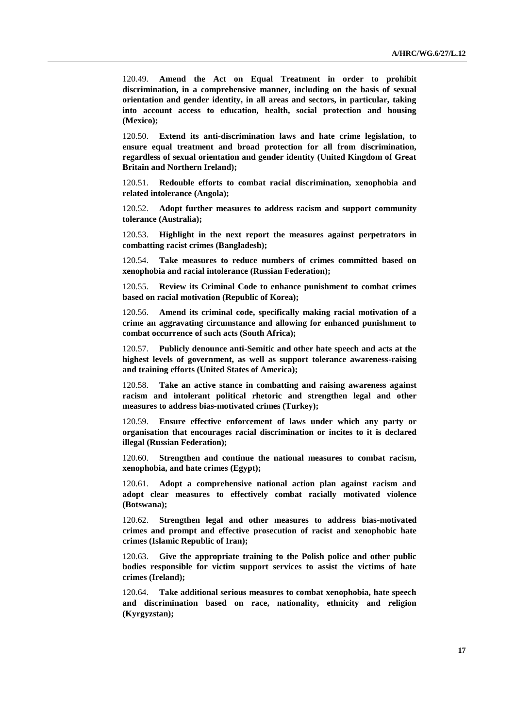120.49. **Amend the Act on Equal Treatment in order to prohibit discrimination, in a comprehensive manner, including on the basis of sexual orientation and gender identity, in all areas and sectors, in particular, taking into account access to education, health, social protection and housing (Mexico);**

120.50. **Extend its anti-discrimination laws and hate crime legislation, to ensure equal treatment and broad protection for all from discrimination, regardless of sexual orientation and gender identity (United Kingdom of Great Britain and Northern Ireland);**

120.51. **Redouble efforts to combat racial discrimination, xenophobia and related intolerance (Angola);**

120.52. **Adopt further measures to address racism and support community tolerance (Australia);**

120.53. **Highlight in the next report the measures against perpetrators in combatting racist crimes (Bangladesh);**

120.54. **Take measures to reduce numbers of crimes committed based on xenophobia and racial intolerance (Russian Federation);**

120.55. **Review its Criminal Code to enhance punishment to combat crimes based on racial motivation (Republic of Korea);**

120.56. **Amend its criminal code, specifically making racial motivation of a crime an aggravating circumstance and allowing for enhanced punishment to combat occurrence of such acts (South Africa);**

120.57. **Publicly denounce anti-Semitic and other hate speech and acts at the highest levels of government, as well as support tolerance awareness-raising and training efforts (United States of America);**

120.58. **Take an active stance in combatting and raising awareness against racism and intolerant political rhetoric and strengthen legal and other measures to address bias-motivated crimes (Turkey);**

120.59. **Ensure effective enforcement of laws under which any party or organisation that encourages racial discrimination or incites to it is declared illegal (Russian Federation);**

120.60. **Strengthen and continue the national measures to combat racism, xenophobia, and hate crimes (Egypt);**

120.61. **Adopt a comprehensive national action plan against racism and adopt clear measures to effectively combat racially motivated violence (Botswana);**

120.62. **Strengthen legal and other measures to address bias-motivated crimes and prompt and effective prosecution of racist and xenophobic hate crimes (Islamic Republic of Iran);**

120.63. **Give the appropriate training to the Polish police and other public bodies responsible for victim support services to assist the victims of hate crimes (Ireland);**

120.64. **Take additional serious measures to combat xenophobia, hate speech and discrimination based on race, nationality, ethnicity and religion (Kyrgyzstan);**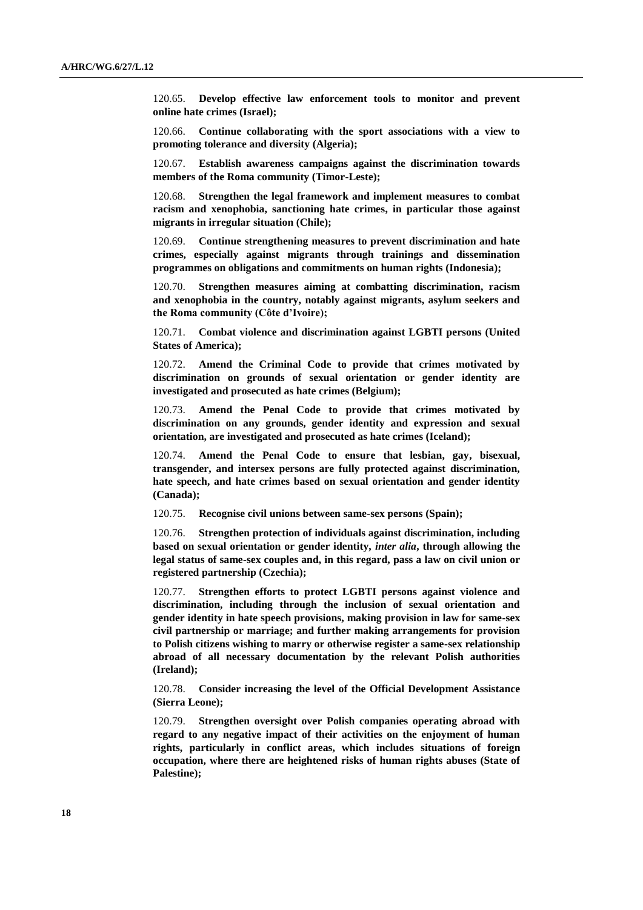120.65. **Develop effective law enforcement tools to monitor and prevent online hate crimes (Israel);**

120.66. **Continue collaborating with the sport associations with a view to promoting tolerance and diversity (Algeria);**

120.67. **Establish awareness campaigns against the discrimination towards members of the Roma community (Timor-Leste);**

120.68. **Strengthen the legal framework and implement measures to combat racism and xenophobia, sanctioning hate crimes, in particular those against migrants in irregular situation (Chile);**

120.69. **Continue strengthening measures to prevent discrimination and hate crimes, especially against migrants through trainings and dissemination programmes on obligations and commitments on human rights (Indonesia);**

120.70. **Strengthen measures aiming at combatting discrimination, racism and xenophobia in the country, notably against migrants, asylum seekers and the Roma community (Côte d'Ivoire);**

120.71. **Combat violence and discrimination against LGBTI persons (United States of America);**

120.72. **Amend the Criminal Code to provide that crimes motivated by discrimination on grounds of sexual orientation or gender identity are investigated and prosecuted as hate crimes (Belgium);**

120.73. **Amend the Penal Code to provide that crimes motivated by discrimination on any grounds, gender identity and expression and sexual orientation, are investigated and prosecuted as hate crimes (Iceland);**

120.74. **Amend the Penal Code to ensure that lesbian, gay, bisexual, transgender, and intersex persons are fully protected against discrimination, hate speech, and hate crimes based on sexual orientation and gender identity (Canada);**

120.75. **Recognise civil unions between same-sex persons (Spain);**

120.76. **Strengthen protection of individuals against discrimination, including based on sexual orientation or gender identity, *inter alia*, through allowing the legal status of same-sex couples and, in this regard, pass a law on civil union or registered partnership (Czechia);**

120.77. **Strengthen efforts to protect LGBTI persons against violence and discrimination, including through the inclusion of sexual orientation and gender identity in hate speech provisions, making provision in law for same-sex civil partnership or marriage; and further making arrangements for provision to Polish citizens wishing to marry or otherwise register a same-sex relationship abroad of all necessary documentation by the relevant Polish authorities (Ireland);**

120.78. **Consider increasing the level of the Official Development Assistance (Sierra Leone);**

120.79. **Strengthen oversight over Polish companies operating abroad with regard to any negative impact of their activities on the enjoyment of human rights, particularly in conflict areas, which includes situations of foreign occupation, where there are heightened risks of human rights abuses (State of Palestine);**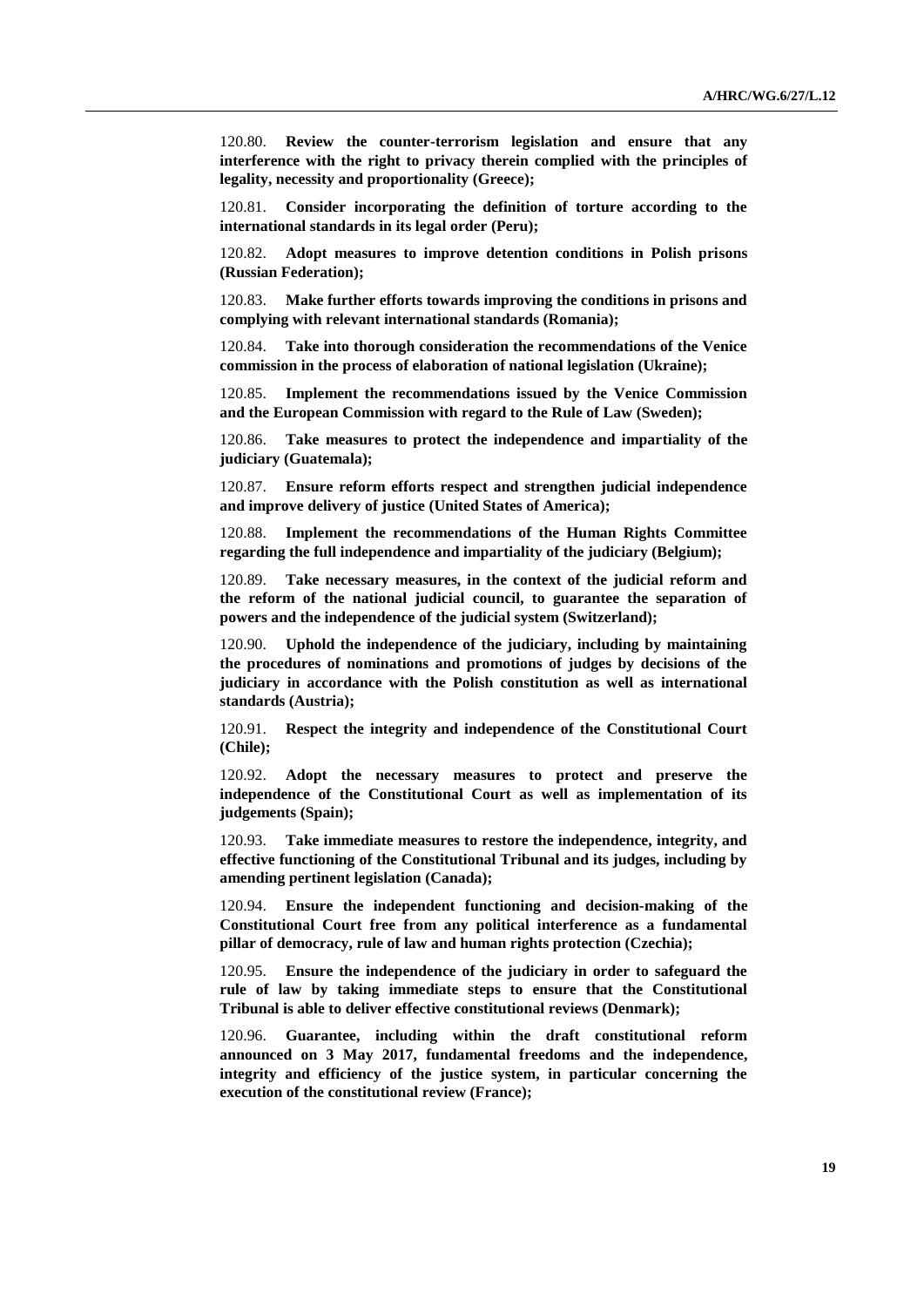120.80. **Review the counter-terrorism legislation and ensure that any interference with the right to privacy therein complied with the principles of legality, necessity and proportionality (Greece);**

120.81. **Consider incorporating the definition of torture according to the international standards in its legal order (Peru);**

120.82. **Adopt measures to improve detention conditions in Polish prisons (Russian Federation);**

120.83. **Make further efforts towards improving the conditions in prisons and complying with relevant international standards (Romania);**

120.84. **Take into thorough consideration the recommendations of the Venice commission in the process of elaboration of national legislation (Ukraine);**

120.85. **Implement the recommendations issued by the Venice Commission and the European Commission with regard to the Rule of Law (Sweden);**

120.86. **Take measures to protect the independence and impartiality of the judiciary (Guatemala);**

120.87. **Ensure reform efforts respect and strengthen judicial independence and improve delivery of justice (United States of America);**

120.88. **Implement the recommendations of the Human Rights Committee regarding the full independence and impartiality of the judiciary (Belgium);**

120.89. **Take necessary measures, in the context of the judicial reform and the reform of the national judicial council, to guarantee the separation of powers and the independence of the judicial system (Switzerland);**

120.90. **Uphold the independence of the judiciary, including by maintaining the procedures of nominations and promotions of judges by decisions of the judiciary in accordance with the Polish constitution as well as international standards (Austria);**

120.91. **Respect the integrity and independence of the Constitutional Court (Chile);**

120.92. **Adopt the necessary measures to protect and preserve the independence of the Constitutional Court as well as implementation of its judgements (Spain);**

120.93. **Take immediate measures to restore the independence, integrity, and effective functioning of the Constitutional Tribunal and its judges, including by amending pertinent legislation (Canada);**

120.94. **Ensure the independent functioning and decision-making of the Constitutional Court free from any political interference as a fundamental pillar of democracy, rule of law and human rights protection (Czechia);**

120.95. **Ensure the independence of the judiciary in order to safeguard the rule of law by taking immediate steps to ensure that the Constitutional Tribunal is able to deliver effective constitutional reviews (Denmark);**

120.96. **Guarantee, including within the draft constitutional reform announced on 3 May 2017, fundamental freedoms and the independence, integrity and efficiency of the justice system, in particular concerning the execution of the constitutional review (France);**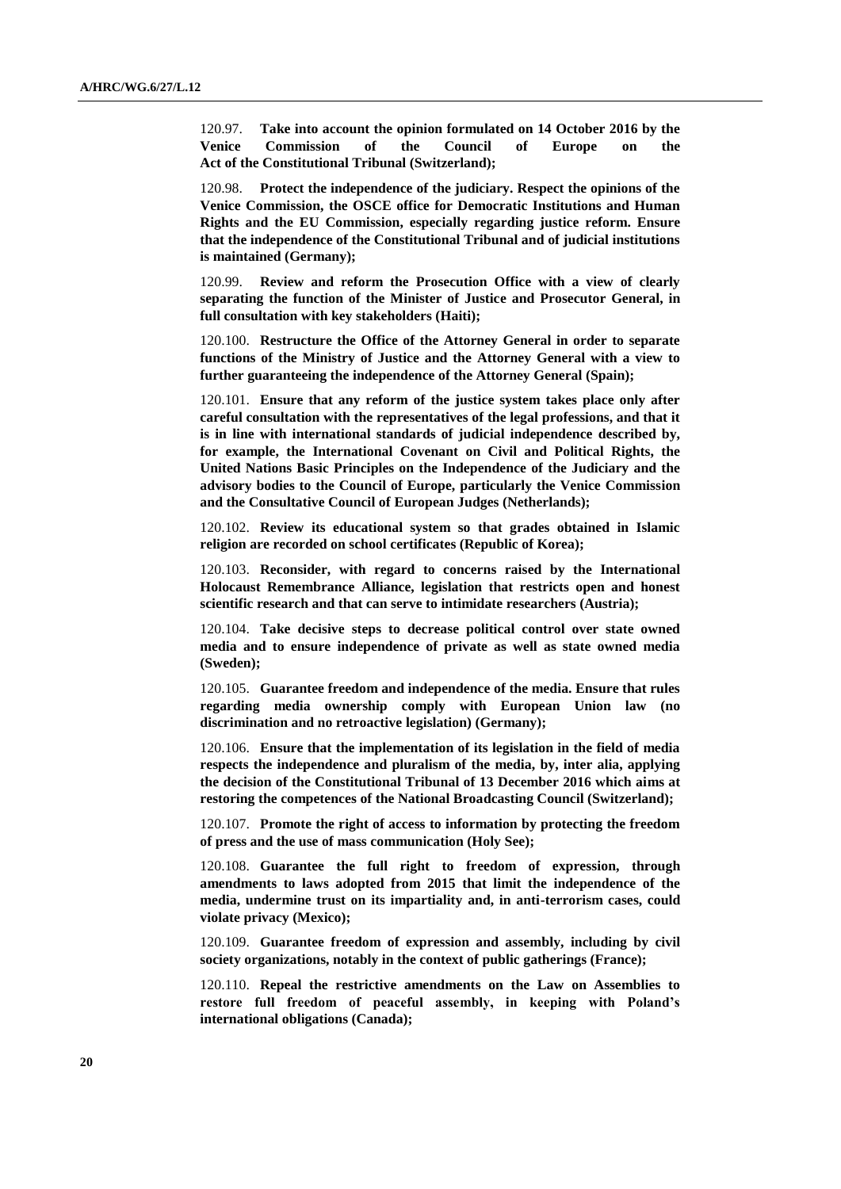120.97. **Take into account the opinion formulated on 14 October 2016 by the Venice Commission of the Council of Europe on the Act of the Constitutional Tribunal (Switzerland);**

120.98. **Protect the independence of the judiciary. Respect the opinions of the Venice Commission, the OSCE office for Democratic Institutions and Human Rights and the EU Commission, especially regarding justice reform. Ensure that the independence of the Constitutional Tribunal and of judicial institutions is maintained (Germany);**

120.99. **Review and reform the Prosecution Office with a view of clearly separating the function of the Minister of Justice and Prosecutor General, in full consultation with key stakeholders (Haiti);**

120.100. **Restructure the Office of the Attorney General in order to separate functions of the Ministry of Justice and the Attorney General with a view to further guaranteeing the independence of the Attorney General (Spain);**

120.101. **Ensure that any reform of the justice system takes place only after careful consultation with the representatives of the legal professions, and that it is in line with international standards of judicial independence described by, for example, the International Covenant on Civil and Political Rights, the United Nations Basic Principles on the Independence of the Judiciary and the advisory bodies to the Council of Europe, particularly the Venice Commission and the Consultative Council of European Judges (Netherlands);**

120.102. **Review its educational system so that grades obtained in Islamic religion are recorded on school certificates (Republic of Korea);**

120.103. **Reconsider, with regard to concerns raised by the International Holocaust Remembrance Alliance, legislation that restricts open and honest scientific research and that can serve to intimidate researchers (Austria);**

120.104. **Take decisive steps to decrease political control over state owned media and to ensure independence of private as well as state owned media (Sweden);**

120.105. **Guarantee freedom and independence of the media. Ensure that rules regarding media ownership comply with European Union law (no discrimination and no retroactive legislation) (Germany);**

120.106. **Ensure that the implementation of its legislation in the field of media respects the independence and pluralism of the media, by, inter alia, applying the decision of the Constitutional Tribunal of 13 December 2016 which aims at restoring the competences of the National Broadcasting Council (Switzerland);**

120.107. **Promote the right of access to information by protecting the freedom of press and the use of mass communication (Holy See);**

120.108. **Guarantee the full right to freedom of expression, through amendments to laws adopted from 2015 that limit the independence of the media, undermine trust on its impartiality and, in anti-terrorism cases, could violate privacy (Mexico);**

120.109. **Guarantee freedom of expression and assembly, including by civil society organizations, notably in the context of public gatherings (France);**

120.110. **Repeal the restrictive amendments on the Law on Assemblies to restore full freedom of peaceful assembly, in keeping with Poland's international obligations (Canada);**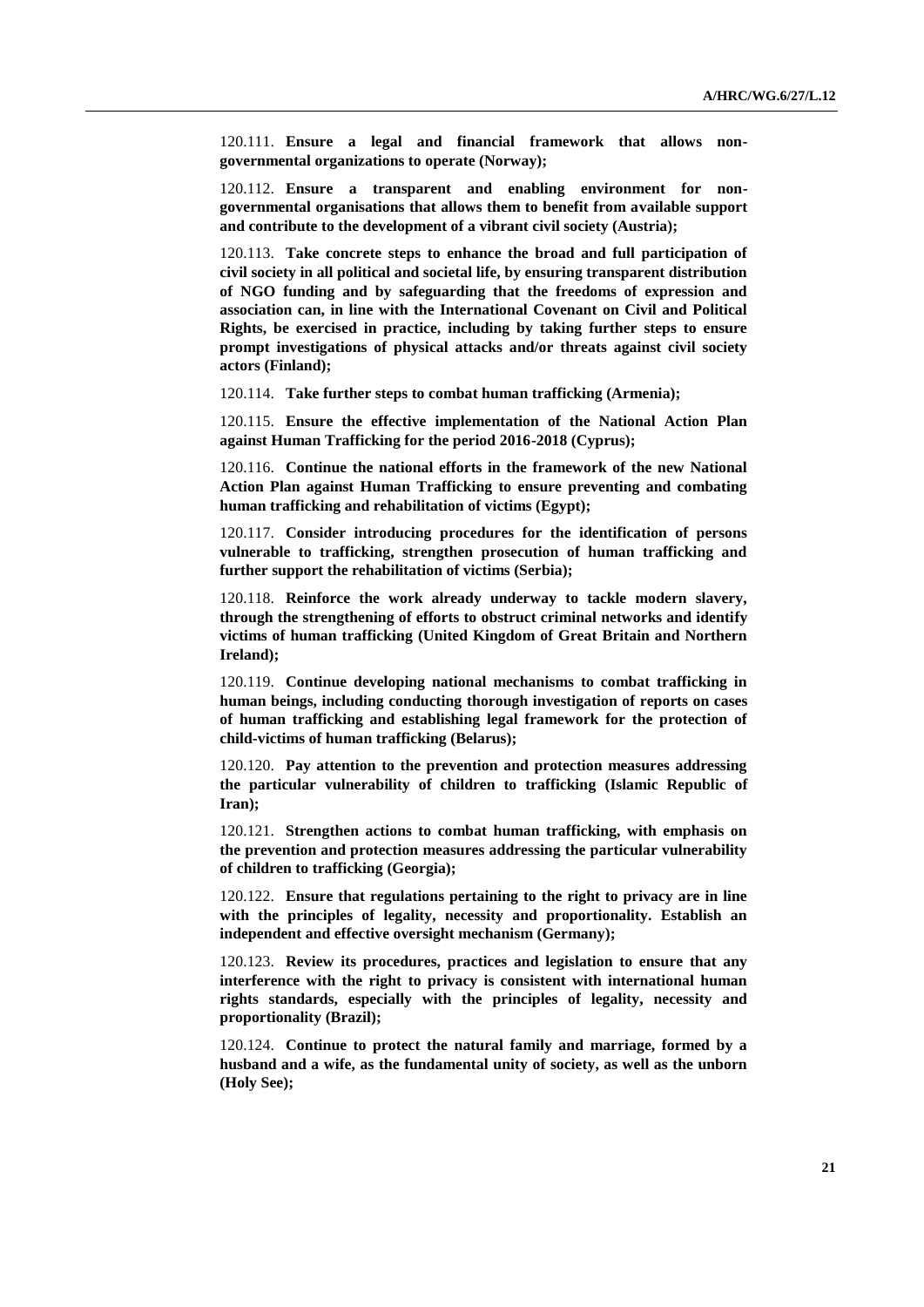120.111. **Ensure a legal and financial framework that allows non-governmental organizations to operate (Norway);**

120.112. **Ensure a transparent and enabling environment for non-governmental organisations that allows them to benefit from available support and contribute to the development of a vibrant civil society (Austria);**

120.113. **Take concrete steps to enhance the broad and full participation of civil society in all political and societal life, by ensuring transparent distribution of NGO funding and by safeguarding that the freedoms of expression and association can, in line with the International Covenant on Civil and Political Rights, be exercised in practice, including by taking further steps to ensure prompt investigations of physical attacks and/or threats against civil society actors (Finland);**

120.114. **Take further steps to combat human trafficking (Armenia);**

120.115. **Ensure the effective implementation of the National Action Plan against Human Trafficking for the period 2016-2018 (Cyprus);**

120.116. **Continue the national efforts in the framework of the new National Action Plan against Human Trafficking to ensure preventing and combating human trafficking and rehabilitation of victims (Egypt);**

120.117. **Consider introducing procedures for the identification of persons vulnerable to trafficking, strengthen prosecution of human trafficking and further support the rehabilitation of victims (Serbia);**

120.118. **Reinforce the work already underway to tackle modern slavery, through the strengthening of efforts to obstruct criminal networks and identify victims of human trafficking (United Kingdom of Great Britain and Northern Ireland);**

120.119. **Continue developing national mechanisms to combat trafficking in human beings, including conducting thorough investigation of reports on cases of human trafficking and establishing legal framework for the protection of child-victims of human trafficking (Belarus);**

120.120. **Pay attention to the prevention and protection measures addressing the particular vulnerability of children to trafficking (Islamic Republic of Iran);**

120.121. **Strengthen actions to combat human trafficking, with emphasis on the prevention and protection measures addressing the particular vulnerability of children to trafficking (Georgia);**

120.122. **Ensure that regulations pertaining to the right to privacy are in line with the principles of legality, necessity and proportionality. Establish an independent and effective oversight mechanism (Germany);**

120.123. **Review its procedures, practices and legislation to ensure that any interference with the right to privacy is consistent with international human rights standards, especially with the principles of legality, necessity and proportionality (Brazil);**

120.124. **Continue to protect the natural family and marriage, formed by a husband and a wife, as the fundamental unity of society, as well as the unborn (Holy See);**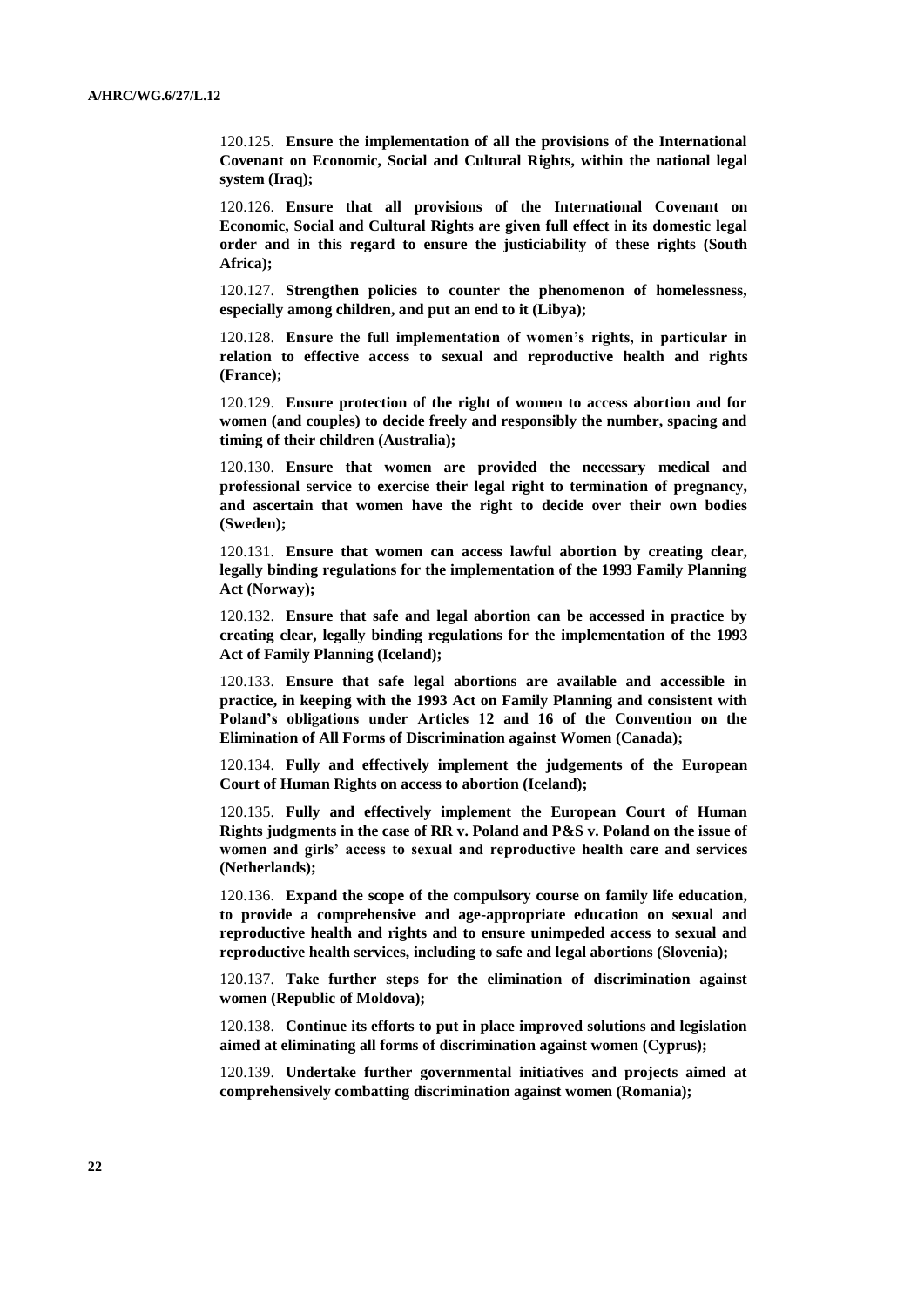120.125. **Ensure the implementation of all the provisions of the International Covenant on Economic, Social and Cultural Rights, within the national legal system (Iraq);**

120.126. **Ensure that all provisions of the International Covenant on Economic, Social and Cultural Rights are given full effect in its domestic legal order and in this regard to ensure the justiciability of these rights (South Africa);**

120.127. **Strengthen policies to counter the phenomenon of homelessness, especially among children, and put an end to it (Libya);**

120.128. **Ensure the full implementation of women's rights, in particular in relation to effective access to sexual and reproductive health and rights (France);**

120.129. **Ensure protection of the right of women to access abortion and for women (and couples) to decide freely and responsibly the number, spacing and timing of their children (Australia);**

120.130. **Ensure that women are provided the necessary medical and professional service to exercise their legal right to termination of pregnancy, and ascertain that women have the right to decide over their own bodies (Sweden);**

120.131. **Ensure that women can access lawful abortion by creating clear, legally binding regulations for the implementation of the 1993 Family Planning Act (Norway);**

120.132. **Ensure that safe and legal abortion can be accessed in practice by creating clear, legally binding regulations for the implementation of the 1993 Act of Family Planning (Iceland);**

120.133. **Ensure that safe legal abortions are available and accessible in practice, in keeping with the 1993 Act on Family Planning and consistent with Poland's obligations under Articles 12 and 16 of the Convention on the Elimination of All Forms of Discrimination against Women (Canada);**

120.134. **Fully and effectively implement the judgements of the European Court of Human Rights on access to abortion (Iceland);**

120.135. **Fully and effectively implement the European Court of Human Rights judgments in the case of RR v. Poland and P&S v. Poland on the issue of women and girls' access to sexual and reproductive health care and services (Netherlands);**

120.136. **Expand the scope of the compulsory course on family life education, to provide a comprehensive and age-appropriate education on sexual and reproductive health and rights and to ensure unimpeded access to sexual and reproductive health services, including to safe and legal abortions (Slovenia);**

120.137. **Take further steps for the elimination of discrimination against women (Republic of Moldova);**

120.138. **Continue its efforts to put in place improved solutions and legislation aimed at eliminating all forms of discrimination against women (Cyprus);**

120.139. **Undertake further governmental initiatives and projects aimed at comprehensively combatting discrimination against women (Romania);**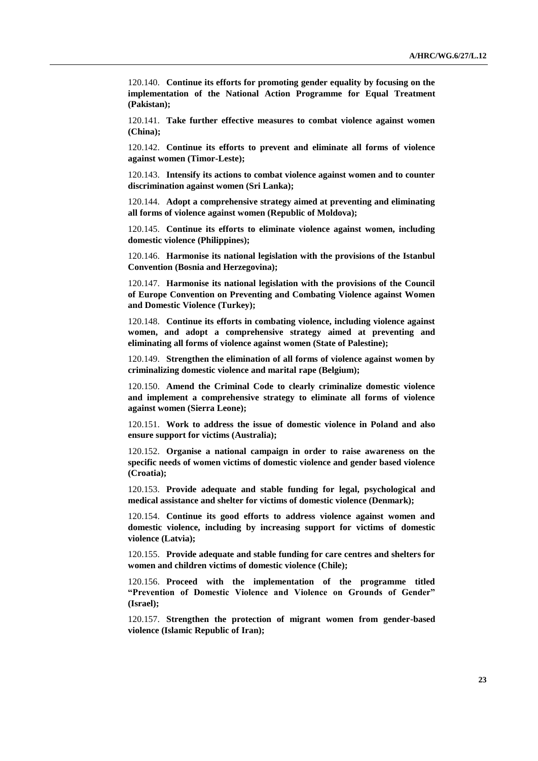120.140. **Continue its efforts for promoting gender equality by focusing on the implementation of the National Action Programme for Equal Treatment (Pakistan);**

120.141. **Take further effective measures to combat violence against women (China);**

120.142. **Continue its efforts to prevent and eliminate all forms of violence against women (Timor-Leste);**

120.143. **Intensify its actions to combat violence against women and to counter discrimination against women (Sri Lanka);**

120.144. **Adopt a comprehensive strategy aimed at preventing and eliminating all forms of violence against women (Republic of Moldova);**

120.145. **Continue its efforts to eliminate violence against women, including domestic violence (Philippines);**

120.146. **Harmonise its national legislation with the provisions of the Istanbul Convention (Bosnia and Herzegovina);**

120.147. **Harmonise its national legislation with the provisions of the Council of Europe Convention on Preventing and Combating Violence against Women and Domestic Violence (Turkey);**

120.148. **Continue its efforts in combating violence, including violence against women, and adopt a comprehensive strategy aimed at preventing and eliminating all forms of violence against women (State of Palestine);**

120.149. **Strengthen the elimination of all forms of violence against women by criminalizing domestic violence and marital rape (Belgium);**

120.150. **Amend the Criminal Code to clearly criminalize domestic violence and implement a comprehensive strategy to eliminate all forms of violence against women (Sierra Leone);**

120.151. **Work to address the issue of domestic violence in Poland and also ensure support for victims (Australia);**

120.152. **Organise a national campaign in order to raise awareness on the specific needs of women victims of domestic violence and gender based violence (Croatia);**

120.153. **Provide adequate and stable funding for legal, psychological and medical assistance and shelter for victims of domestic violence (Denmark);**

120.154. **Continue its good efforts to address violence against women and domestic violence, including by increasing support for victims of domestic violence (Latvia);**

120.155. **Provide adequate and stable funding for care centres and shelters for women and children victims of domestic violence (Chile);**

120.156. **Proceed with the implementation of the programme titled "Prevention of Domestic Violence and Violence on Grounds of Gender" (Israel);**

120.157. **Strengthen the protection of migrant women from gender-based violence (Islamic Republic of Iran);**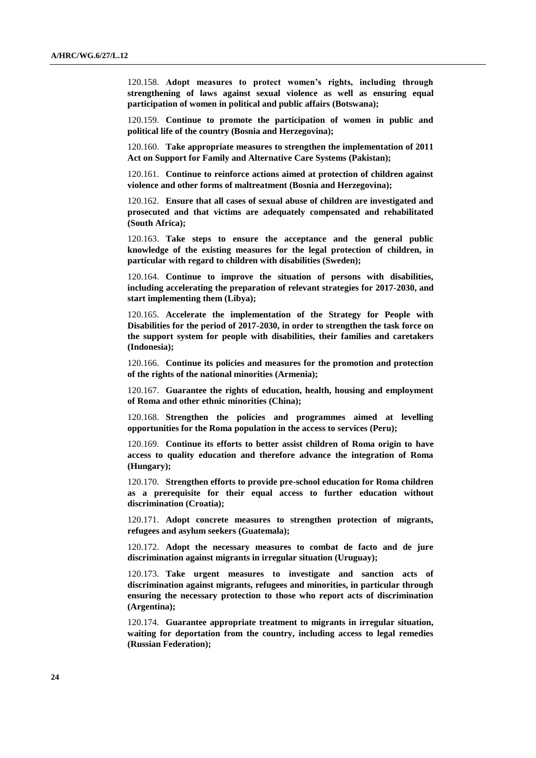120.158. **Adopt measures to protect women's rights, including through strengthening of laws against sexual violence as well as ensuring equal participation of women in political and public affairs (Botswana);**

120.159. **Continue to promote the participation of women in public and political life of the country (Bosnia and Herzegovina);**

120.160. **Take appropriate measures to strengthen the implementation of 2011 Act on Support for Family and Alternative Care Systems (Pakistan);**

120.161. **Continue to reinforce actions aimed at protection of children against violence and other forms of maltreatment (Bosnia and Herzegovina);**

120.162. **Ensure that all cases of sexual abuse of children are investigated and prosecuted and that victims are adequately compensated and rehabilitated (South Africa);**

120.163. **Take steps to ensure the acceptance and the general public knowledge of the existing measures for the legal protection of children, in particular with regard to children with disabilities (Sweden);**

120.164. **Continue to improve the situation of persons with disabilities, including accelerating the preparation of relevant strategies for 2017-2030, and start implementing them (Libya);**

120.165. **Accelerate the implementation of the Strategy for People with Disabilities for the period of 2017-2030, in order to strengthen the task force on the support system for people with disabilities, their families and caretakers (Indonesia);**

120.166. **Continue its policies and measures for the promotion and protection of the rights of the national minorities (Armenia);**

120.167. **Guarantee the rights of education, health, housing and employment of Roma and other ethnic minorities (China);**

120.168. **Strengthen the policies and programmes aimed at levelling opportunities for the Roma population in the access to services (Peru);**

120.169. **Continue its efforts to better assist children of Roma origin to have access to quality education and therefore advance the integration of Roma (Hungary);**

120.170. **Strengthen efforts to provide pre-school education for Roma children as a prerequisite for their equal access to further education without discrimination (Croatia);**

120.171. **Adopt concrete measures to strengthen protection of migrants, refugees and asylum seekers (Guatemala);**

120.172. **Adopt the necessary measures to combat de facto and de jure discrimination against migrants in irregular situation (Uruguay);**

120.173. **Take urgent measures to investigate and sanction acts of discrimination against migrants, refugees and minorities, in particular through ensuring the necessary protection to those who report acts of discrimination (Argentina);**

120.174. **Guarantee appropriate treatment to migrants in irregular situation, waiting for deportation from the country, including access to legal remedies (Russian Federation);**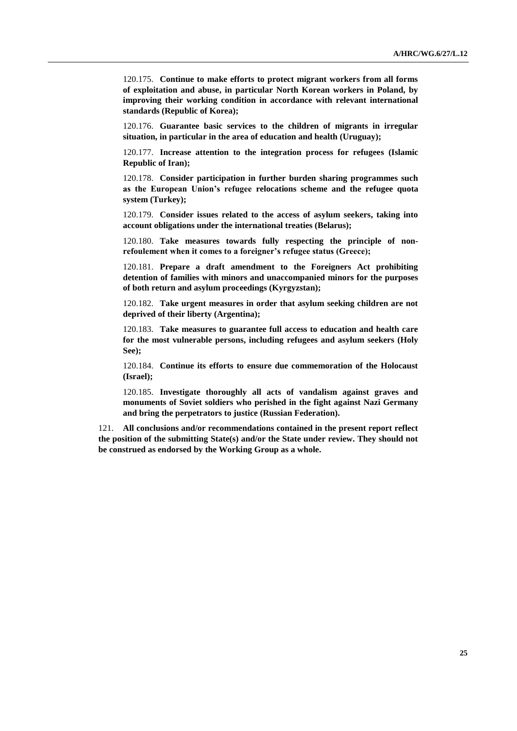120.175. **Continue to make efforts to protect migrant workers from all forms of exploitation and abuse, in particular North Korean workers in Poland, by improving their working condition in accordance with relevant international standards (Republic of Korea);**

120.176. **Guarantee basic services to the children of migrants in irregular situation, in particular in the area of education and health (Uruguay);**

120.177. **Increase attention to the integration process for refugees (Islamic Republic of Iran);**

120.178. **Consider participation in further burden sharing programmes such as the European Union's refugee relocations scheme and the refugee quota system (Turkey);**

120.179. **Consider issues related to the access of asylum seekers, taking into account obligations under the international treaties (Belarus);**

120.180. **Take measures towards fully respecting the principle of non-refoulement when it comes to a foreigner's refugee status (Greece);**

120.181. **Prepare a draft amendment to the Foreigners Act prohibiting detention of families with minors and unaccompanied minors for the purposes of both return and asylum proceedings (Kyrgyzstan);**

120.182. **Take urgent measures in order that asylum seeking children are not deprived of their liberty (Argentina);**

120.183. **Take measures to guarantee full access to education and health care for the most vulnerable persons, including refugees and asylum seekers (Holy See);**

120.184. **Continue its efforts to ensure due commemoration of the Holocaust (Israel);**

120.185. **Investigate thoroughly all acts of vandalism against graves and monuments of Soviet soldiers who perished in the fight against Nazi Germany and bring the perpetrators to justice (Russian Federation).**

121. **All conclusions and/or recommendations contained in the present report reflect the position of the submitting State(s) and/or the State under review. They should not be construed as endorsed by the Working Group as a whole.**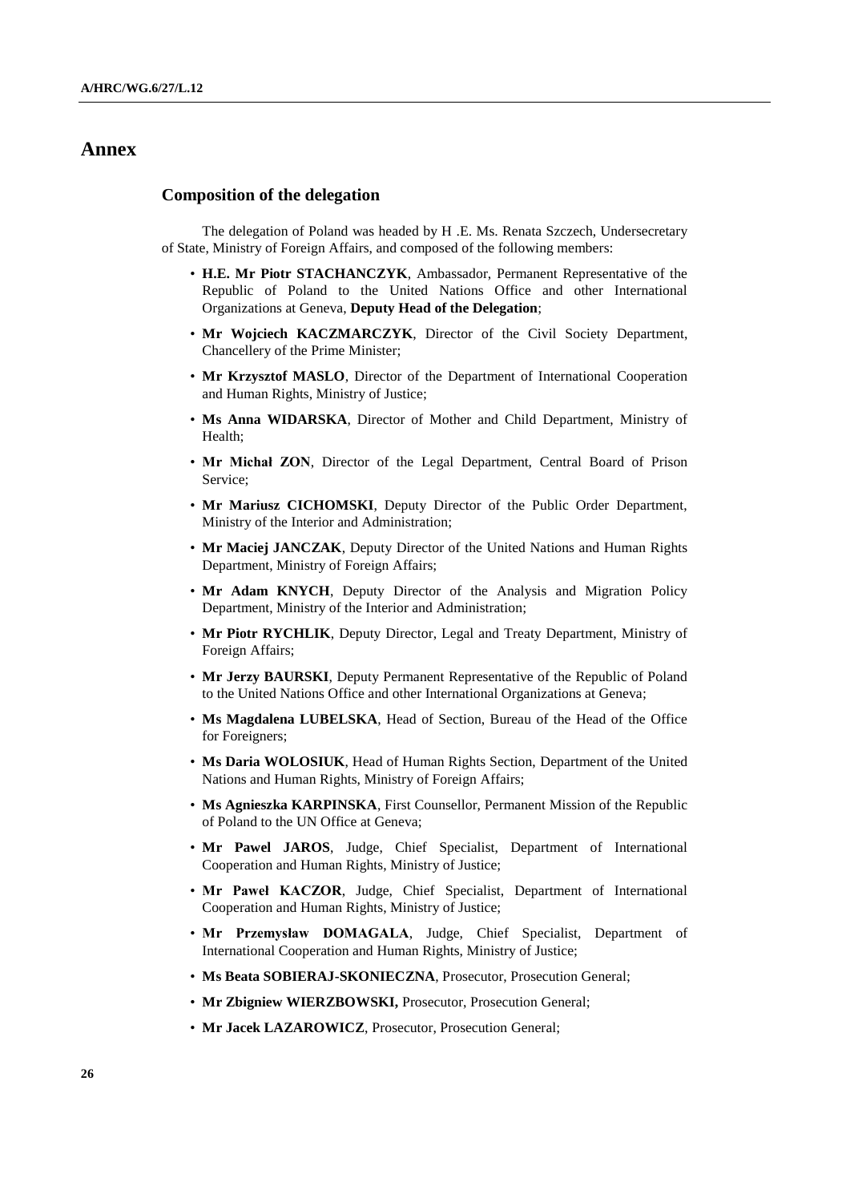# Annex

## Composition of the delegation

The delegation of Poland was headed by H .E. Ms. Renata Szczech, Undersecretary of State, Ministry of Foreign Affairs, and composed of the following members:

- **H.E. Mr Piotr STACHANCZYK**, Ambassador, Permanent Representative of the Republic of Poland to the United Nations Office and other International Organizations at Geneva, **Deputy Head of the Delegation**;
- **Mr Wojciech KACZMARCZYK**, Director of the Civil Society Department, Chancellery of the Prime Minister;
- **Mr Krzysztof MASLO**, Director of the Department of International Cooperation and Human Rights, Ministry of Justice;
- **Ms Anna WIDARSKA**, Director of Mother and Child Department, Ministry of Health;
- **Mr Michał ZON**, Director of the Legal Department, Central Board of Prison Service;
- **Mr Mariusz CICHOMSKI**, Deputy Director of the Public Order Department, Ministry of the Interior and Administration;
- **Mr Maciej JANCZAK**, Deputy Director of the United Nations and Human Rights Department, Ministry of Foreign Affairs;
- **Mr Adam KNYCH**, Deputy Director of the Analysis and Migration Policy Department, Ministry of the Interior and Administration;
- **Mr Piotr RYCHLIK**, Deputy Director, Legal and Treaty Department, Ministry of Foreign Affairs;
- **Mr Jerzy BAURSKI**, Deputy Permanent Representative of the Republic of Poland to the United Nations Office and other International Organizations at Geneva;
- **Ms Magdalena LUBELSKA**, Head of Section, Bureau of the Head of the Office for Foreigners;
- **Ms Daria WOLOSIUK**, Head of Human Rights Section, Department of the United Nations and Human Rights, Ministry of Foreign Affairs;
- **Ms Agnieszka KARPINSKA**, First Counsellor, Permanent Mission of the Republic of Poland to the UN Office at Geneva;
- **Mr Pawel JAROS**, Judge, Chief Specialist, Department of International Cooperation and Human Rights, Ministry of Justice;
- **Mr Paweł KACZOR**, Judge, Chief Specialist, Department of International Cooperation and Human Rights, Ministry of Justice;
- **Mr Przemysław DOMAGALA**, Judge, Chief Specialist, Department of International Cooperation and Human Rights, Ministry of Justice;
- **Ms Beata SOBIERAJ-SKONIECZNA**, Prosecutor, Prosecution General;
- **Mr Zbigniew WIERZBOWSKI,** Prosecutor, Prosecution General;
- **Mr Jacek LAZAROWICZ**, Prosecutor, Prosecution General;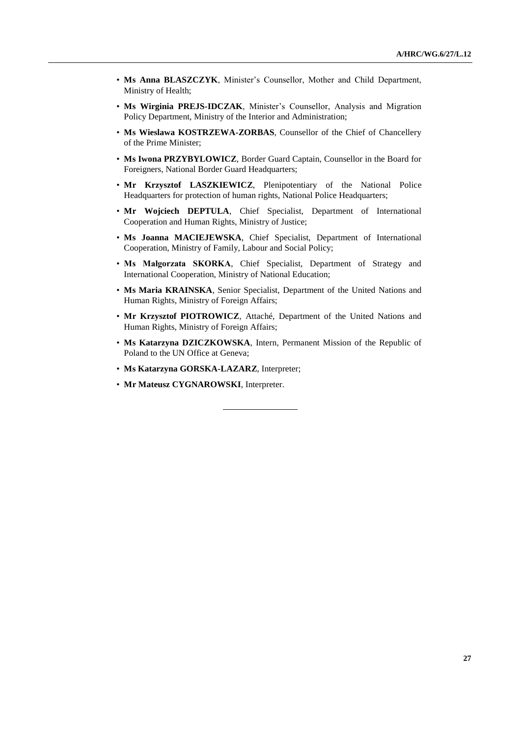- **Ms Anna BLASZCZYK**, Minister's Counsellor, Mother and Child Department, Ministry of Health;
- **Ms Wirginia PREJS-IDCZAK**, Minister's Counsellor, Analysis and Migration Policy Department, Ministry of the Interior and Administration;
- **Ms Wieslawa KOSTRZEWA-ZORBAS**, Counsellor of the Chief of Chancellery of the Prime Minister;
- **Ms Iwona PRZYBYLOWICZ**, Border Guard Captain, Counsellor in the Board for Foreigners, National Border Guard Headquarters;
- **Mr Krzysztof LASZKIEWICZ**, Plenipotentiary of the National Police Headquarters for protection of human rights, National Police Headquarters;
- **Mr Wojciech DEPTULA**, Chief Specialist, Department of International Cooperation and Human Rights, Ministry of Justice;
- **Ms Joanna MACIEJEWSKA**, Chief Specialist, Department of International Cooperation, Ministry of Family, Labour and Social Policy;
- **Ms Małgorzata SKORKA**, Chief Specialist, Department of Strategy and International Cooperation, Ministry of National Education;
- **Ms Maria KRAINSKA**, Senior Specialist, Department of the United Nations and Human Rights, Ministry of Foreign Affairs;
- **Mr Krzysztof PIOTROWICZ**, Attaché, Department of the United Nations and Human Rights, Ministry of Foreign Affairs;
- **Ms Katarzyna DZICZKOWSKA**, Intern, Permanent Mission of the Republic of Poland to the UN Office at Geneva;
- **Ms Katarzyna GORSKA-LAZARZ**, Interpreter;
- **Mr Mateusz CYGNAROWSKI**, Interpreter.